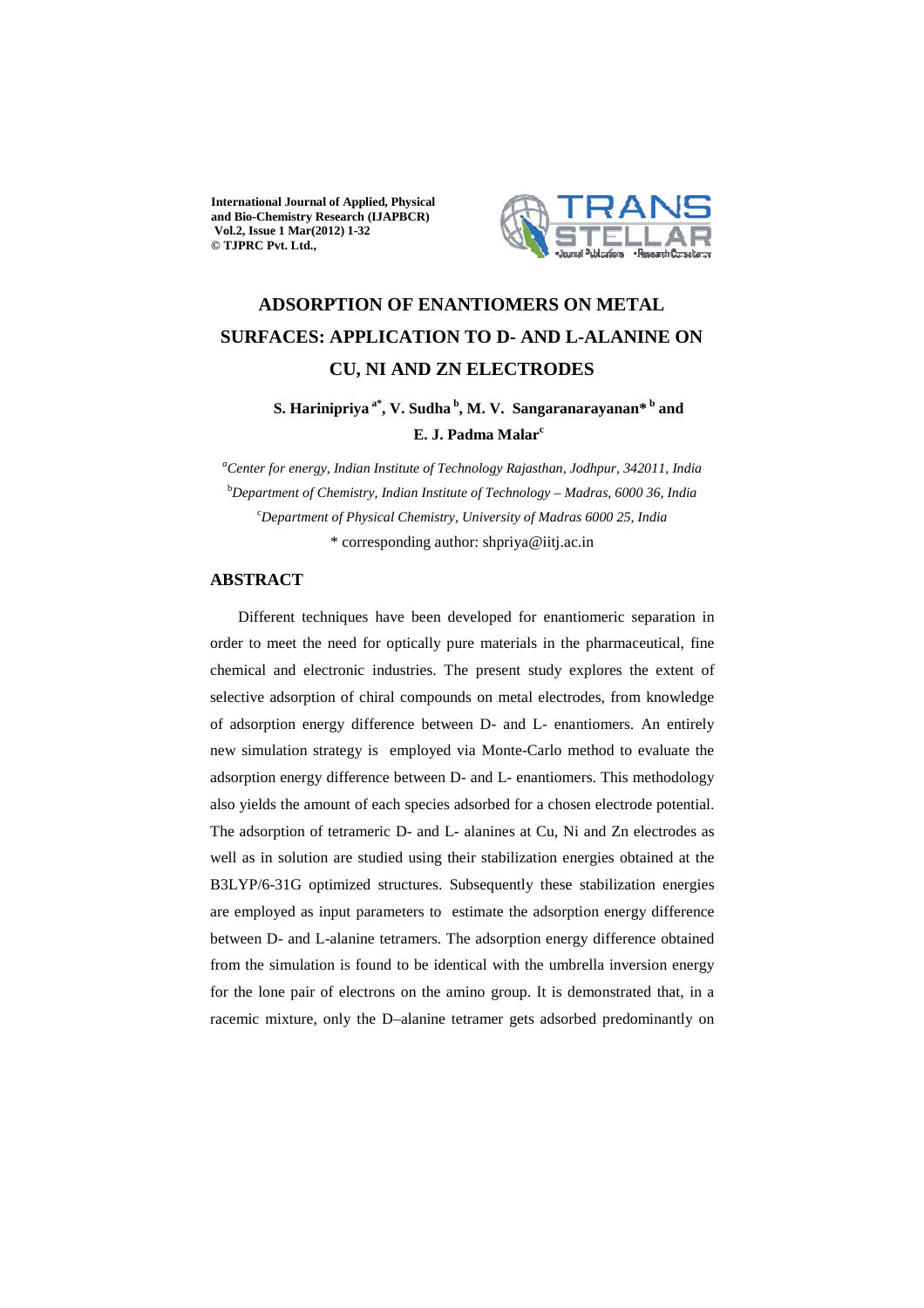# ADSORPTION OF ENANTIOMERS ON METAL SURFACES: APPLICATION TO D- AND L-ALANINE ON CU, NI AND ZN ELECTRODES

**S. Harinipriya [a*], V. Sudha [b], M. V. Sangaranarayanan* [b] and E. J. Padma Malar [c]**

[a] *Center for energy, Indian Institute of Technology Rajasthan, Jodhpur, 342011, India*

[b] *Department of Chemistry, Indian Institute of Technology – Madras, 6000 36, India*

[c] *Department of Physical Chemistry, University of Madras 6000 25, India*

\* corresponding author: shpriya@iitj.ac.in

## ABSTRACT

Different techniques have been developed for enantiomeric separation in order to meet the need for optically pure materials in the pharmaceutical, fine chemical and electronic industries. The present study explores the extent of selective adsorption of chiral compounds on metal electrodes, from knowledge of adsorption energy difference between D- and L- enantiomers. An entirely new simulation strategy is employed via Monte-Carlo method to evaluate the adsorption energy difference between D- and L- enantiomers. This methodology also yields the amount of each species adsorbed for a chosen electrode potential. The adsorption of tetrameric D- and L- alanines at Cu, Ni and Zn electrodes as well as in solution are studied using their stabilization energies obtained at the B3LYP/6-31G optimized structures. Subsequently these stabilization energies are employed as input parameters to estimate the adsorption energy difference between D- and L-alanine tetramers. The adsorption energy difference obtained from the simulation is found to be identical with the umbrella inversion energy for the lone pair of electrons on the amino group. It is demonstrated that, in a racemic mixture, only the D–alanine tetramer gets adsorbed predominantly on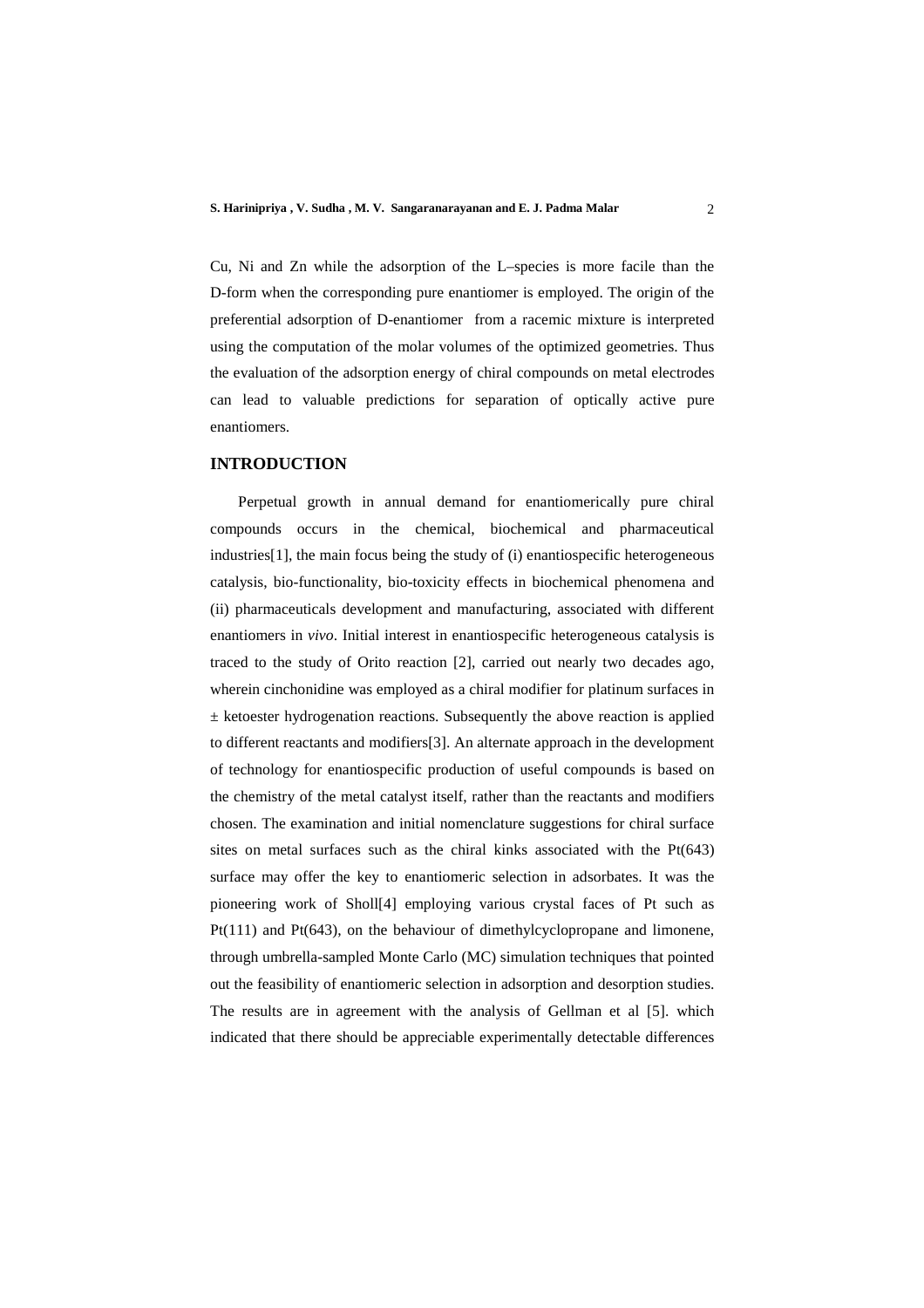Cu, Ni and Zn while the adsorption of the L–species is more facile than the D-form when the corresponding pure enantiomer is employed. The origin of the preferential adsorption of D-enantiomer from a racemic mixture is interpreted using the computation of the molar volumes of the optimized geometries. Thus the evaluation of the adsorption energy of chiral compounds on metal electrodes can lead to valuable predictions for separation of optically active pure enantiomers.

## INTRODUCTION

Perpetual growth in annual demand for enantiomerically pure chiral compounds occurs in the chemical, biochemical and pharmaceutical industries[1], the main focus being the study of (i) enantiospecific heterogeneous catalysis, bio-functionality, bio-toxicity effects in biochemical phenomena and (ii) pharmaceuticals development and manufacturing, associated with different enantiomers in *vivo*. Initial interest in enantiospecific heterogeneous catalysis is traced to the study of Orito reaction [2], carried out nearly two decades ago, wherein cinchonidine was employed as a chiral modifier for platinum surfaces in ± ketoester hydrogenation reactions. Subsequently the above reaction is applied to different reactants and modifiers[3]. An alternate approach in the development of technology for enantiospecific production of useful compounds is based on the chemistry of the metal catalyst itself, rather than the reactants and modifiers chosen. The examination and initial nomenclature suggestions for chiral surface sites on metal surfaces such as the chiral kinks associated with the Pt(643) surface may offer the key to enantiomeric selection in adsorbates. It was the pioneering work of Sholl[4] employing various crystal faces of Pt such as Pt(111) and Pt(643), on the behaviour of dimethylcyclopropane and limonene, through umbrella-sampled Monte Carlo (MC) simulation techniques that pointed out the feasibility of enantiomeric selection in adsorption and desorption studies. The results are in agreement with the analysis of Gellman et al [5]. which indicated that there should be appreciable experimentally detectable differences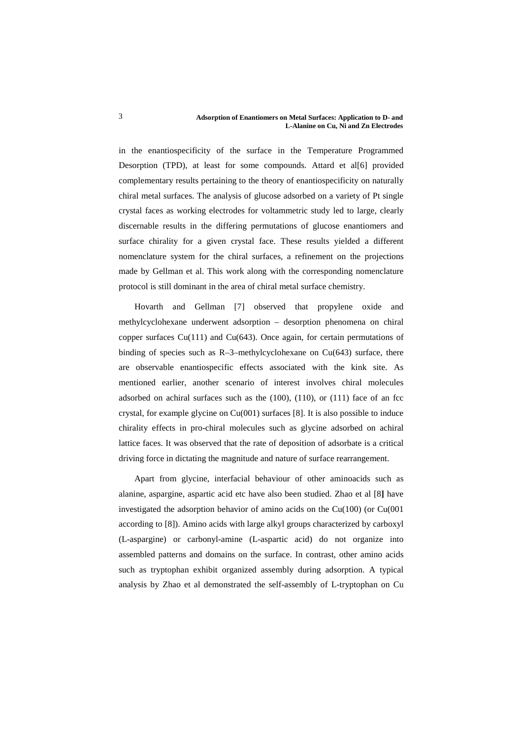in the enantiospecificity of the surface in the Temperature Programmed Desorption (TPD), at least for some compounds. Attard et al[6] provided complementary results pertaining to the theory of enantiospecificity on naturally chiral metal surfaces. The analysis of glucose adsorbed on a variety of Pt single crystal faces as working electrodes for voltammetric study led to large, clearly discernable results in the differing permutations of glucose enantiomers and surface chirality for a given crystal face. These results yielded a different nomenclature system for the chiral surfaces, a refinement on the projections made by Gellman et al. This work along with the corresponding nomenclature protocol is still dominant in the area of chiral metal surface chemistry.

Hovarth and Gellman [7] observed that propylene oxide and methylcyclohexane underwent adsorption – desorption phenomena on chiral copper surfaces Cu(111) and Cu(643). Once again, for certain permutations of binding of species such as R–3–methylcyclohexane on Cu(643) surface, there are observable enantiospecific effects associated with the kink site. As mentioned earlier, another scenario of interest involves chiral molecules adsorbed on achiral surfaces such as the (100), (110), or (111) face of an fcc crystal, for example glycine on Cu(001) surfaces [8]. It is also possible to induce chirality effects in pro-chiral molecules such as glycine adsorbed on achiral lattice faces. It was observed that the rate of deposition of adsorbate is a critical driving force in dictating the magnitude and nature of surface rearrangement.

Apart from glycine, interfacial behaviour of other aminoacids such as alanine, aspargine, aspartic acid etc have also been studied. Zhao et al [8**]** have investigated the adsorption behavior of amino acids on the Cu(100) (or Cu(001 according to [8]). Amino acids with large alkyl groups characterized by carboxyl (L-aspargine) or carbonyl-amine (L-aspartic acid) do not organize into assembled patterns and domains on the surface. In contrast, other amino acids such as tryptophan exhibit organized assembly during adsorption. A typical analysis by Zhao et al demonstrated the self-assembly of L-tryptophan on Cu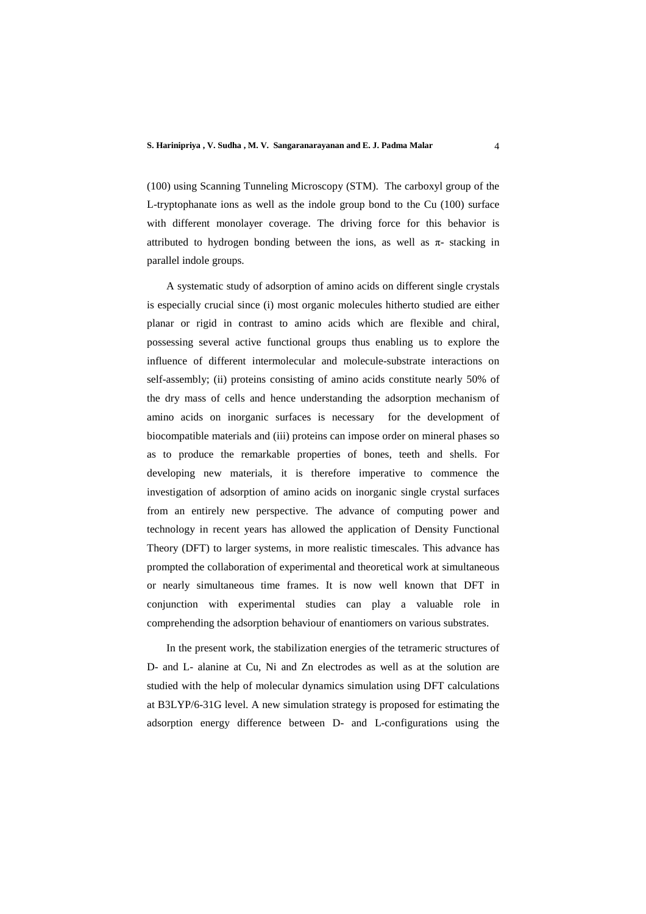(100) using Scanning Tunneling Microscopy (STM). The carboxyl group of the L-tryptophanate ions as well as the indole group bond to the Cu (100) surface with different monolayer coverage. The driving force for this behavior is attributed to hydrogen bonding between the ions, as well as $\pi$- stacking in parallel indole groups.

A systematic study of adsorption of amino acids on different single crystals is especially crucial since (i) most organic molecules hitherto studied are either planar or rigid in contrast to amino acids which are flexible and chiral, possessing several active functional groups thus enabling us to explore the influence of different intermolecular and molecule-substrate interactions on self-assembly; (ii) proteins consisting of amino acids constitute nearly 50% of the dry mass of cells and hence understanding the adsorption mechanism of amino acids on inorganic surfaces is necessary for the development of biocompatible materials and (iii) proteins can impose order on mineral phases so as to produce the remarkable properties of bones, teeth and shells. For developing new materials, it is therefore imperative to commence the investigation of adsorption of amino acids on inorganic single crystal surfaces from an entirely new perspective. The advance of computing power and technology in recent years has allowed the application of Density Functional Theory (DFT) to larger systems, in more realistic timescales. This advance has prompted the collaboration of experimental and theoretical work at simultaneous or nearly simultaneous time frames. It is now well known that DFT in conjunction with experimental studies can play a valuable role in comprehending the adsorption behaviour of enantiomers on various substrates.

In the present work, the stabilization energies of the tetrameric structures of D- and L- alanine at Cu, Ni and Zn electrodes as well as at the solution are studied with the help of molecular dynamics simulation using DFT calculations at B3LYP/6-31G level. A new simulation strategy is proposed for estimating the adsorption energy difference between D- and L-configurations using the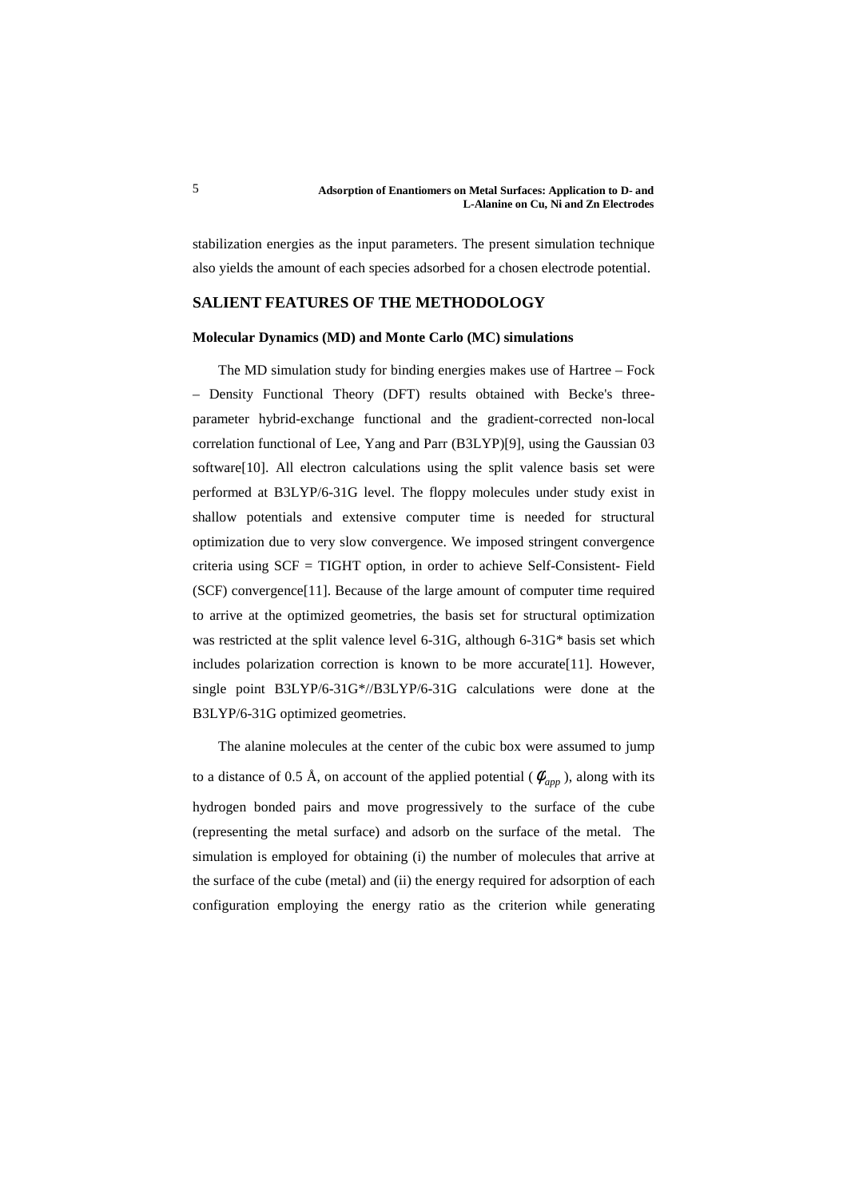stabilization energies as the input parameters. The present simulation technique also yields the amount of each species adsorbed for a chosen electrode potential.

## SALIENT FEATURES OF THE METHODOLOGY

### Molecular Dynamics (MD) and Monte Carlo (MC) simulations

The MD simulation study for binding energies makes use of Hartree – Fock – Density Functional Theory (DFT) results obtained with Becke's three-parameter hybrid-exchange functional and the gradient-corrected non-local correlation functional of Lee, Yang and Parr (B3LYP)[9], using the Gaussian 03 software[10]. All electron calculations using the split valence basis set were performed at B3LYP/6-31G level. The floppy molecules under study exist in shallow potentials and extensive computer time is needed for structural optimization due to very slow convergence. We imposed stringent convergence criteria using SCF = TIGHT option, in order to achieve Self-Consistent- Field (SCF) convergence[11]. Because of the large amount of computer time required to arrive at the optimized geometries, the basis set for structural optimization was restricted at the split valence level 6-31G, although 6-31G* basis set which includes polarization correction is known to be more accurate[11]. However, single point B3LYP/6-31G*//B3LYP/6-31G calculations were done at the B3LYP/6-31G optimized geometries.

The alanine molecules at the center of the cubic box were assumed to jump to a distance of 0.5 Å, on account of the applied potential ( $\phi_{app}$ ), along with its hydrogen bonded pairs and move progressively to the surface of the cube (representing the metal surface) and adsorb on the surface of the metal. The simulation is employed for obtaining (i) the number of molecules that arrive at the surface of the cube (metal) and (ii) the energy required for adsorption of each configuration employing the energy ratio as the criterion while generating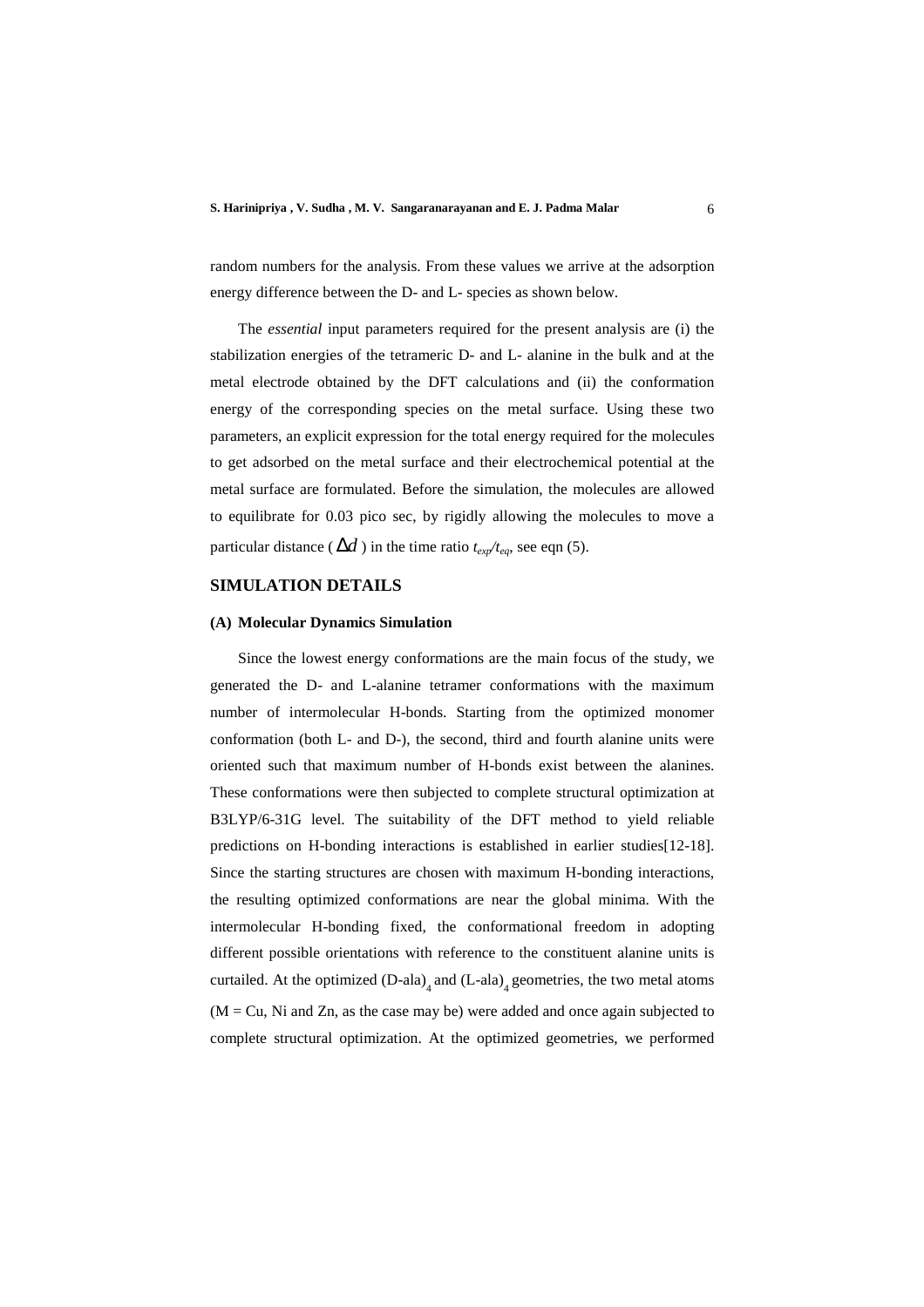random numbers for the analysis. From these values we arrive at the adsorption energy difference between the D- and L- species as shown below.

The *essential* input parameters required for the present analysis are (i) the stabilization energies of the tetrameric D- and L- alanine in the bulk and at the metal electrode obtained by the DFT calculations and (ii) the conformation energy of the corresponding species on the metal surface. Using these two parameters, an explicit expression for the total energy required for the molecules to get adsorbed on the metal surface and their electrochemical potential at the metal surface are formulated. Before the simulation, the molecules are allowed to equilibrate for 0.03 pico sec, by rigidly allowing the molecules to move a particular distance ( $\Delta d$ ) in the time ratio $t_{exp}/t_{eq}$, see eqn (5).

## SIMULATION DETAILS

### (A) Molecular Dynamics Simulation

Since the lowest energy conformations are the main focus of the study, we generated the D- and L-alanine tetramer conformations with the maximum number of intermolecular H-bonds. Starting from the optimized monomer conformation (both L- and D-), the second, third and fourth alanine units were oriented such that maximum number of H-bonds exist between the alanines. These conformations were then subjected to complete structural optimization at B3LYP/6-31G level. The suitability of the DFT method to yield reliable predictions on H-bonding interactions is established in earlier studies[12-18]. Since the starting structures are chosen with maximum H-bonding interactions, the resulting optimized conformations are near the global minima. With the intermolecular H-bonding fixed, the conformational freedom in adopting different possible orientations with reference to the constituent alanine units is curtailed. At the optimized $(D\text{-ala})_4$ and $(L\text{-ala})_4$ geometries, the two metal atoms (M = Cu, Ni and Zn, as the case may be) were added and once again subjected to complete structural optimization. At the optimized geometries, we performed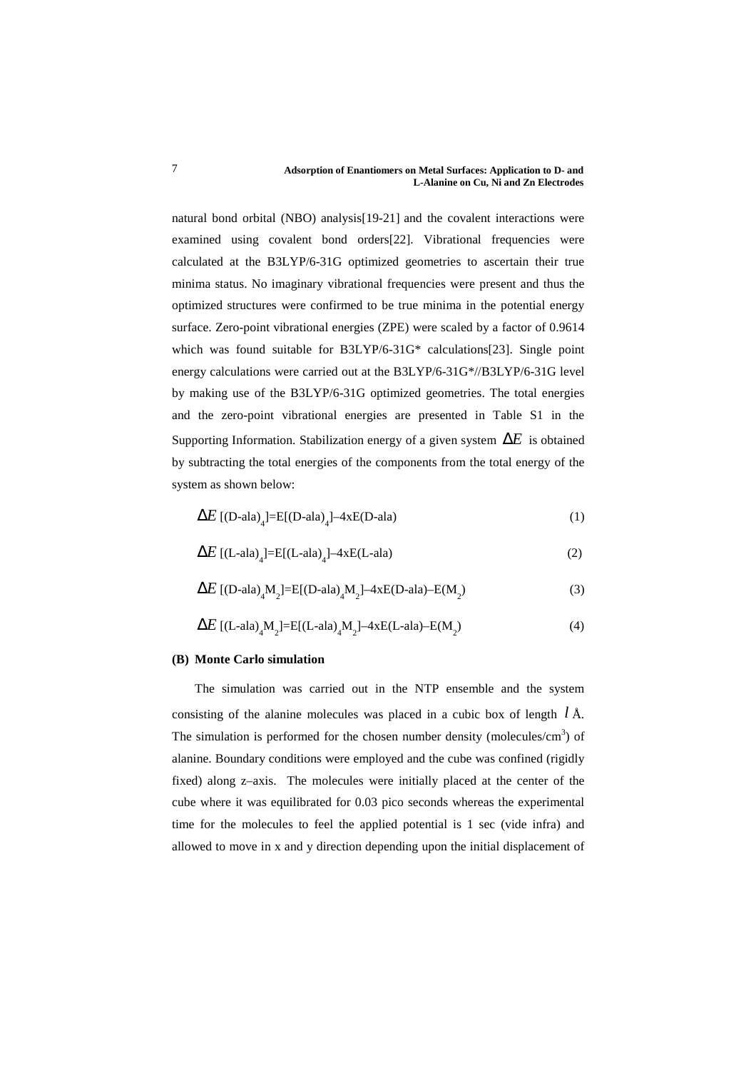natural bond orbital (NBO) analysis[19-21] and the covalent interactions were examined using covalent bond orders[22]. Vibrational frequencies were calculated at the B3LYP/6-31G optimized geometries to ascertain their true minima status. No imaginary vibrational frequencies were present and thus the optimized structures were confirmed to be true minima in the potential energy surface. Zero-point vibrational energies (ZPE) were scaled by a factor of 0.9614 which was found suitable for B3LYP/6-31G* calculations[23]. Single point energy calculations were carried out at the B3LYP/6-31G*//B3LYP/6-31G level by making use of the B3LYP/6-31G optimized geometries. The total energies and the zero-point vibrational energies are presented in Table S1 in the Supporting Information. Stabilization energy of a given system $\Delta E$ is obtained by subtracting the total energies of the components from the total energy of the system as shown below:

$$\Delta E\,[(\text{D-ala})_4]=\text{E}[(\text{D-ala})_4]-4\text{xE}(\text{D-ala}) \tag{1}$$

$$\Delta E\,[(\text{L-ala})_4]=\text{E}[(\text{L-ala})_4]-4\text{xE}(\text{L-ala}) \tag{2}$$

$$\Delta E\,[(\text{D-ala})_4\text{M}_2]=\text{E}[(\text{D-ala})_4\text{M}_2]-4\text{xE}(\text{D-ala})-\text{E}(\text{M}_2) \tag{3}$$

$$\Delta E\,[(\text{L-ala})_4\text{M}_2]=\text{E}[(\text{L-ala})_4\text{M}_2]-4\text{xE}(\text{L-ala})-\text{E}(\text{M}_2) \tag{4}$$

**(B) Monte Carlo simulation**

The simulation was carried out in the NTP ensemble and the system consisting of the alanine molecules was placed in a cubic box of length $l$ Å. The simulation is performed for the chosen number density (molecules/cm$^3$) of alanine. Boundary conditions were employed and the cube was confined (rigidly fixed) along z–axis. The molecules were initially placed at the center of the cube where it was equilibrated for 0.03 pico seconds whereas the experimental time for the molecules to feel the applied potential is 1 sec (vide infra) and allowed to move in x and y direction depending upon the initial displacement of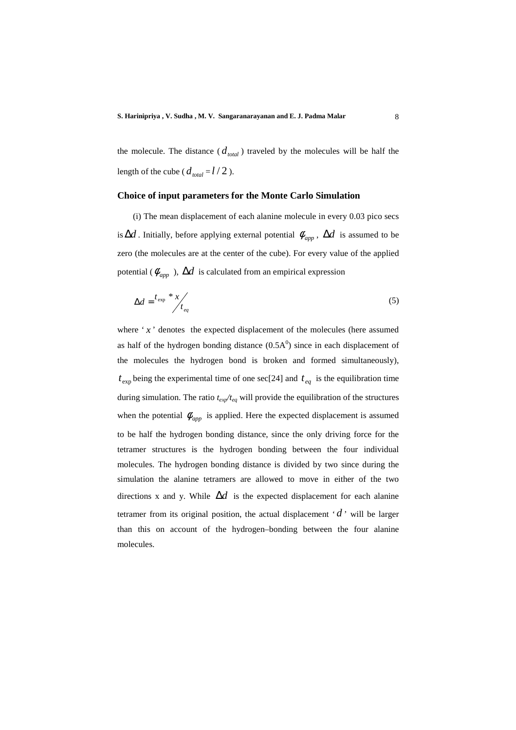the molecule. The distance ($d_{total}$) traveled by the molecules will be half the length of the cube ($d_{total} = l/2$).

## Choice of input parameters for the Monte Carlo Simulation

(i) The mean displacement of each alanine molecule in every 0.03 pico secs is $\Delta d$. Initially, before applying external potential $\phi_{app}$, $\Delta d$ is assumed to be zero (the molecules are at the center of the cube). For every value of the applied potential ($\phi_{app}$), $\Delta d$ is calculated from an empirical expression

$$\Delta d = {t_{\exp} * x}/{t_{eq}} \tag{5}$$

where '$x$' denotes the expected displacement of the molecules (here assumed as half of the hydrogen bonding distance ($0.5A^0$) since in each displacement of the molecules the hydrogen bond is broken and formed simultaneously), $t_{\exp}$ being the experimental time of one sec[24] and $t_{eq}$ is the equilibration time during simulation. The ratio $t_{exp}/t_{eq}$ will provide the equilibration of the structures when the potential $\phi_{app}$ is applied. Here the expected displacement is assumed to be half the hydrogen bonding distance, since the only driving force for the tetramer structures is the hydrogen bonding between the four individual molecules. The hydrogen bonding distance is divided by two since during the simulation the alanine tetramers are allowed to move in either of the two directions x and y. While $\Delta d$ is the expected displacement for each alanine tetramer from its original position, the actual displacement '$d$' will be larger than this on account of the hydrogen–bonding between the four alanine molecules.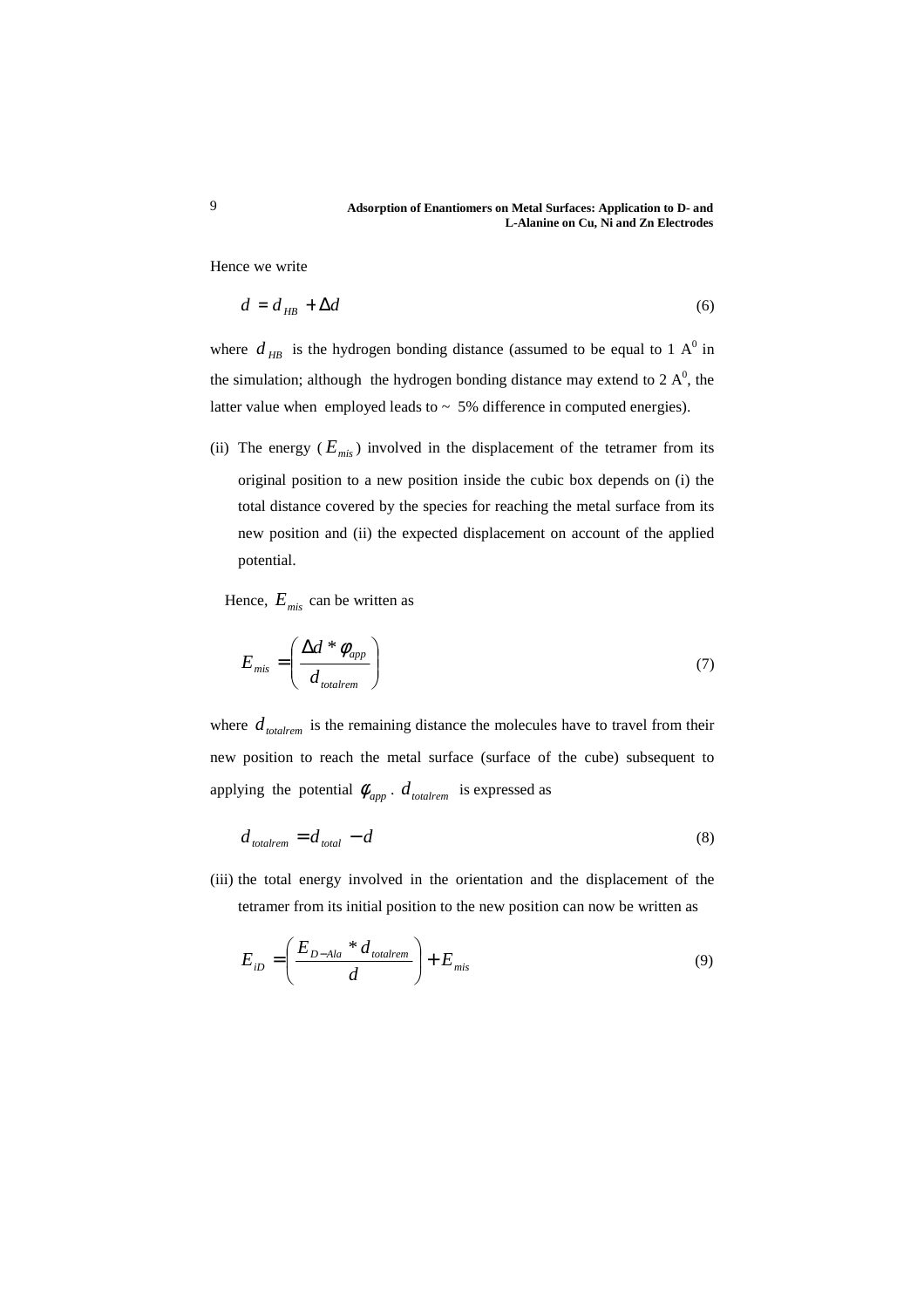Hence we write

$$d = d_{HB} + \Delta d \tag{6}$$

where $d_{HB}$ is the hydrogen bonding distance (assumed to be equal to 1 $A^0$ in the simulation; although the hydrogen bonding distance may extend to 2 $A^0$, the latter value when employed leads to ~ 5% difference in computed energies).

(ii) The energy ($E_{mis}$) involved in the displacement of the tetramer from its original position to a new position inside the cubic box depends on (i) the total distance covered by the species for reaching the metal surface from its new position and (ii) the expected displacement on account of the applied potential.

Hence, $E_{mis}$ can be written as

$$E_{mis} = \left( \frac{\Delta d * \phi_{app}}{d_{totalrem}} \right) \tag{7}$$

where $d_{totalrem}$ is the remaining distance the molecules have to travel from their new position to reach the metal surface (surface of the cube) subsequent to applying the potential $\phi_{app}$. $d_{totalrem}$ is expressed as

$$d_{totalrem} = d_{total} - d \tag{8}$$

(iii) the total energy involved in the orientation and the displacement of the tetramer from its initial position to the new position can now be written as

$$E_{iD} = \left( \frac{E_{D-Ala} * d_{totalrem}}{d} \right) + E_{mis} \tag{9}$$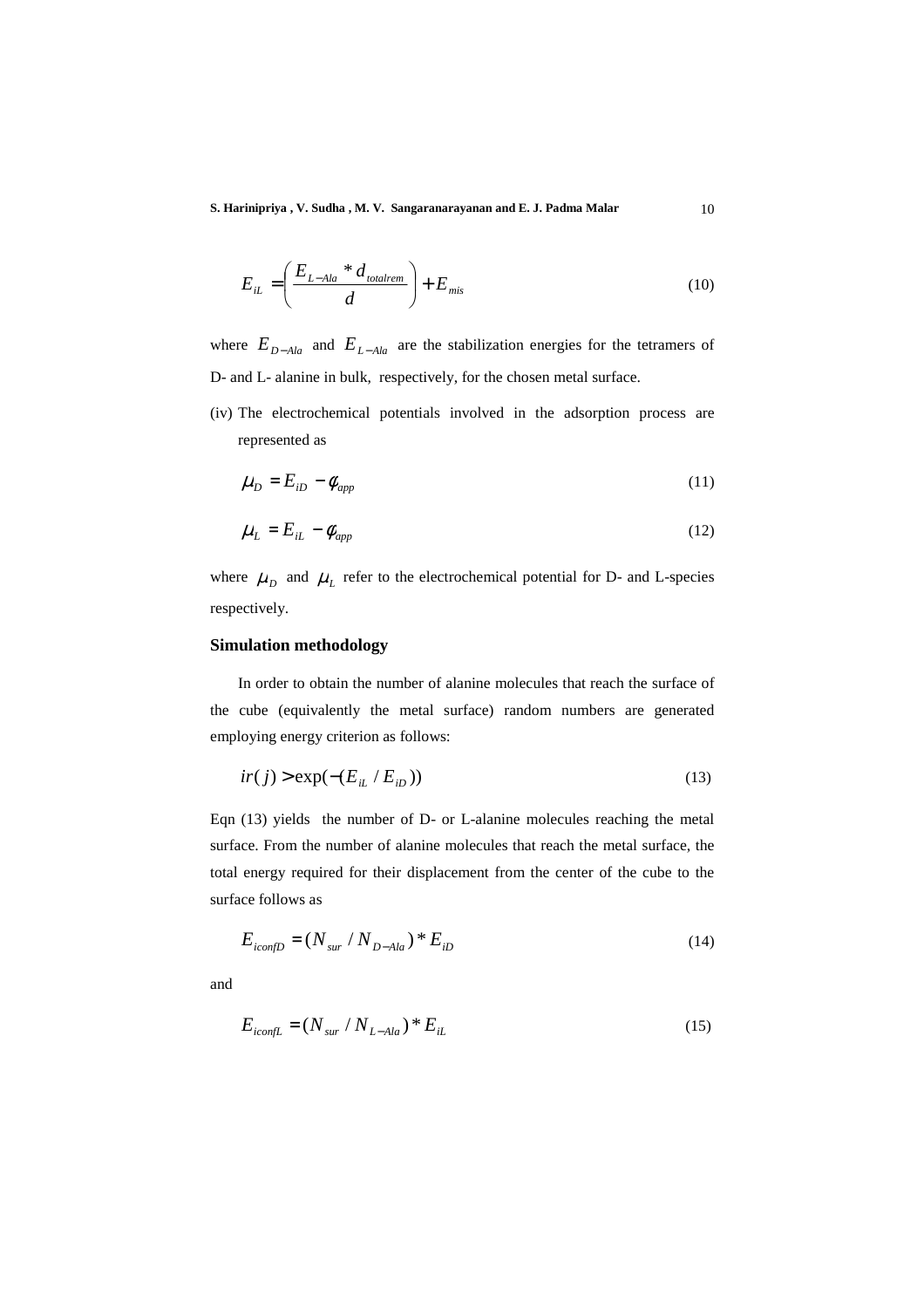$$E_{iL} = \left( \frac{E_{L-Ala} * d_{totalrem}}{d} \right) + E_{mis} \tag{10}$$

where $E_{D-Ala}$ and $E_{L-Ala}$ are the stabilization energies for the tetramers of D- and L- alanine in bulk, respectively, for the chosen metal surface.

(iv) The electrochemical potentials involved in the adsorption process are represented as

$$\mu_D = E_{iD} - \phi_{app} \tag{11}$$

$$\mu_L = E_{iL} - \phi_{app} \tag{12}$$

where $\mu_D$ and $\mu_L$ refer to the electrochemical potential for D- and L-species respectively.

## Simulation methodology

In order to obtain the number of alanine molecules that reach the surface of the cube (equivalently the metal surface) random numbers are generated employing energy criterion as follows:

$$ir(j) > \exp(-(E_{iL} / E_{iD})) \tag{13}$$

Eqn (13) yields the number of D- or L-alanine molecules reaching the metal surface. From the number of alanine molecules that reach the metal surface, the total energy required for their displacement from the center of the cube to the surface follows as

$$E_{iconfD} = (N_{sur} / N_{D-Ala}) * E_{iD} \tag{14}$$

and

$$E_{iconfL} = (N_{sur} / N_{L-Ala}) * E_{iL} \tag{15}$$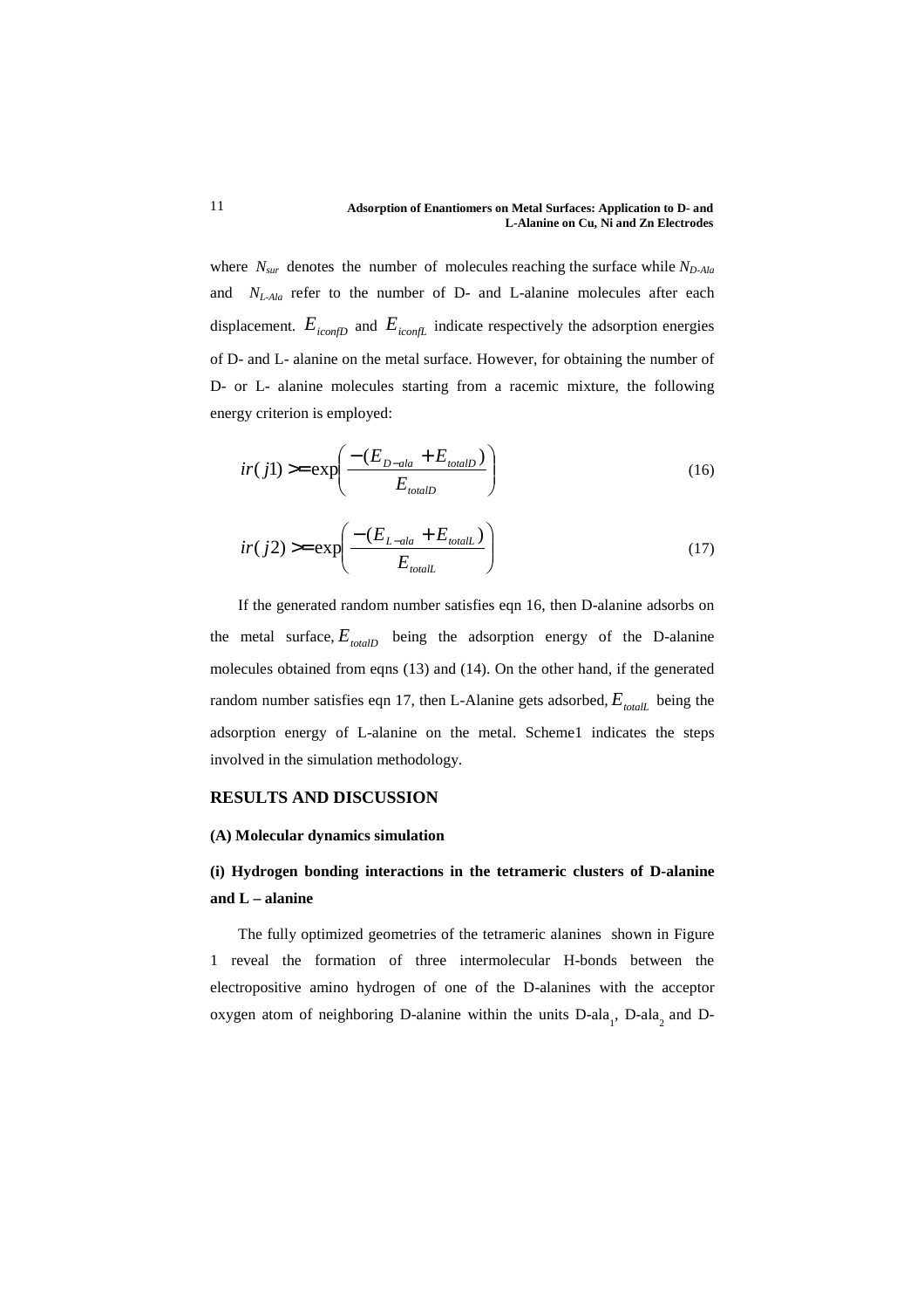where $N_{sur}$ denotes the number of molecules reaching the surface while $N_{D\text{-}Ala}$ and $N_{L\text{-}Ala}$ refer to the number of D- and L-alanine molecules after each displacement. $E_{iconfD}$ and $E_{iconfL}$ indicate respectively the adsorption energies of D- and L- alanine on the metal surface. However, for obtaining the number of D- or L- alanine molecules starting from a racemic mixture, the following energy criterion is employed:

$$ir(j1) >= \exp\left(\frac{-(E_{D-ala} + E_{totalD})}{E_{totalD}}\right) \tag{16}$$

$$ir(j2) >= \exp\left(\frac{-(E_{L-ala} + E_{totalL})}{E_{totalL}}\right) \tag{17}$$

If the generated random number satisfies eqn 16, then D-alanine adsorbs on the metal surface, $E_{totalD}$ being the adsorption energy of the D-alanine molecules obtained from eqns (13) and (14). On the other hand, if the generated random number satisfies eqn 17, then L-Alanine gets adsorbed, $E_{totalL}$ being the adsorption energy of L-alanine on the metal. Scheme1 indicates the steps involved in the simulation methodology.

## RESULTS AND DISCUSSION

### (A) Molecular dynamics simulation

### (i) Hydrogen bonding interactions in the tetrameric clusters of D-alanine and L – alanine

The fully optimized geometries of the tetrameric alanines shown in Figure 1 reveal the formation of three intermolecular H-bonds between the electropositive amino hydrogen of one of the D-alanines with the acceptor oxygen atom of neighboring D-alanine within the units D-ala$_1$, D-ala$_2$ and D-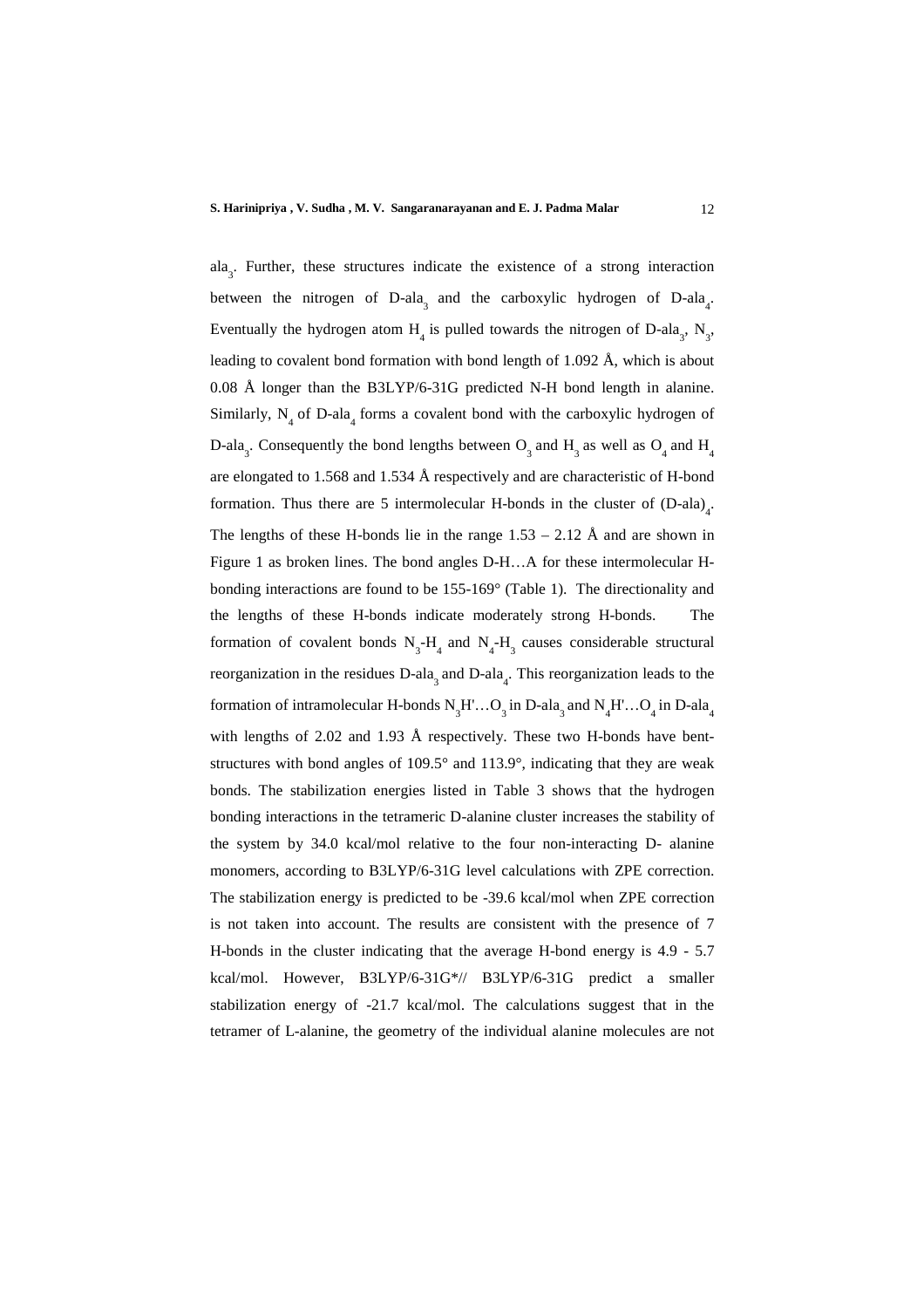$ala_3$. Further, these structures indicate the existence of a strong interaction between the nitrogen of D-$ala_3$ and the carboxylic hydrogen of D-$ala_4$. Eventually the hydrogen atom $H_4$ is pulled towards the nitrogen of D-$ala_3$, $N_3$, leading to covalent bond formation with bond length of 1.092 Å, which is about 0.08 Å longer than the B3LYP/6-31G predicted N-H bond length in alanine. Similarly, $N_4$ of D-$ala_4$ forms a covalent bond with the carboxylic hydrogen of D-$ala_3$. Consequently the bond lengths between $O_3$ and $H_3$ as well as $O_4$ and $H_4$ are elongated to 1.568 and 1.534 Å respectively and are characteristic of H-bond formation. Thus there are 5 intermolecular H-bonds in the cluster of $(D\text{-}ala)_4$. The lengths of these H-bonds lie in the range 1.53 – 2.12 Å and are shown in Figure 1 as broken lines. The bond angles D-H…A for these intermolecular H-bonding interactions are found to be 155-169° (Table 1). The directionality and the lengths of these H-bonds indicate moderately strong H-bonds. The formation of covalent bonds $N_3$-$H_4$ and $N_4$-$H_3$ causes considerable structural reorganization in the residues D-$ala_3$ and D-$ala_4$. This reorganization leads to the formation of intramolecular H-bonds $N_3H'…O_3$ in D-$ala_3$ and $N_4H'…O_4$ in D-$ala_4$ with lengths of 2.02 and 1.93 Å respectively. These two H-bonds have bent-structures with bond angles of 109.5° and 113.9°, indicating that they are weak bonds. The stabilization energies listed in Table 3 shows that the hydrogen bonding interactions in the tetrameric D-alanine cluster increases the stability of the system by 34.0 kcal/mol relative to the four non-interacting D- alanine monomers, according to B3LYP/6-31G level calculations with ZPE correction. The stabilization energy is predicted to be -39.6 kcal/mol when ZPE correction is not taken into account. The results are consistent with the presence of 7 H-bonds in the cluster indicating that the average H-bond energy is 4.9 - 5.7 kcal/mol. However, B3LYP/6-31G*// B3LYP/6-31G predict a smaller stabilization energy of -21.7 kcal/mol. The calculations suggest that in the tetramer of L-alanine, the geometry of the individual alanine molecules are not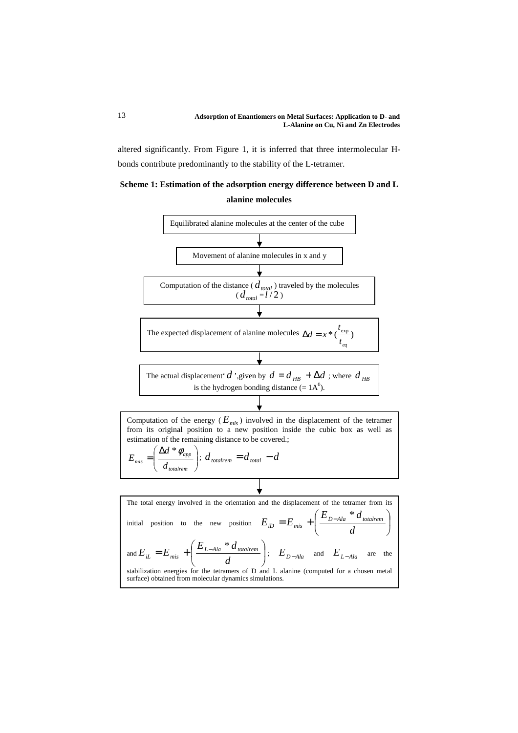altered significantly. From Figure 1, it is inferred that three intermolecular H-bonds contribute predominantly to the stability of the L-tetramer.

**Scheme 1: Estimation of the adsorption energy difference between D and L alanine molecules**

Equilibrated alanine molecules at the center of the cube

↓

Movement of alanine molecules in x and y

↓

Computation of the distance ($d_{total}$) traveled by the molecules ($d_{total} = l/2$)

↓

The expected displacement of alanine molecules $\Delta d = x * (\frac{t_{\exp}}{t_{eq}})$

↓

The actual displacement '$d$', given by $d = d_{HB} + \Delta d$ ; where $d_{HB}$ is the hydrogen bonding distance (= 1A$^0$).

↓

Computation of the energy ($E_{mis}$) involved in the displacement of the tetramer from its original position to a new position inside the cubic box as well as estimation of the remaining distance to be covered.;

$$E_{mis} = \left( \frac{\Delta d * \phi_{app}}{d_{totalrem}} \right); \; d_{totalrem} = d_{total} - d$$

↓

The total energy involved in the orientation and the displacement of the tetramer from its initial position to the new position $E_{iD} = E_{mis} + \left( \frac{E_{D-Ala} * d_{totalrem}}{d} \right)$ and $E_{iL} = E_{mis} + \left( \frac{E_{L-Ala} * d_{totalrem}}{d} \right)$; $E_{D-Ala}$ and $E_{L-Ala}$ are the stabilization energies for the tetramers of D and L alanine (computed for a chosen metal surface) obtained from molecular dynamics simulations.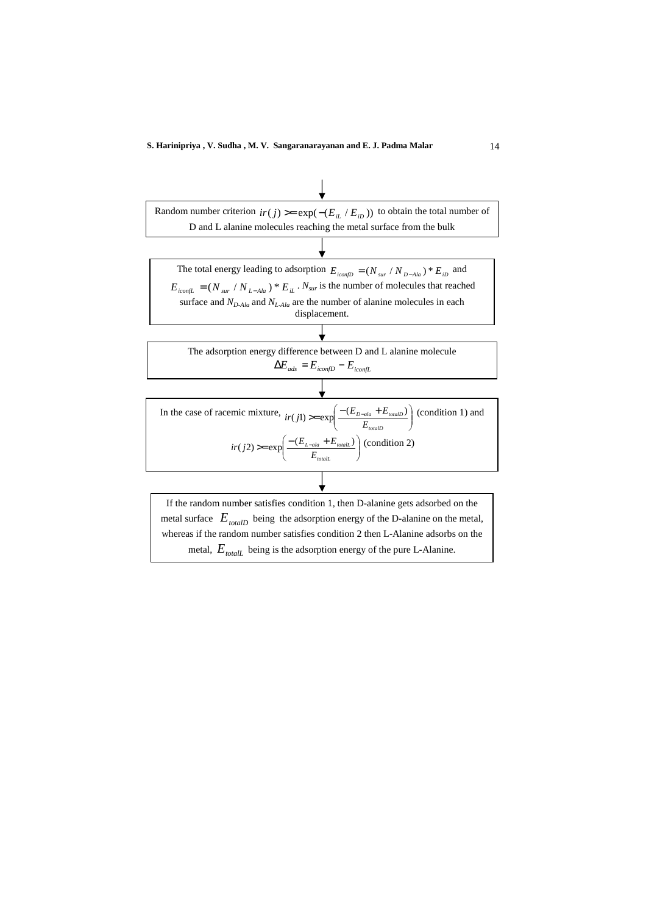Random number criterion $ir(j) >= \exp(-(E_{iL} / E_{iD}))$ to obtain the total number of D and L alanine molecules reaching the metal surface from the bulk

↓

The total energy leading to adsorption $E_{iconfD} = (N_{sur} / N_{D-Ala}) * E_{iD}$ and $E_{iconfL} = (N_{sur} / N_{L-Ala}) * E_{iL}$ . $N_{sur}$ is the number of molecules that reached surface and $N_{D\text{-}Ala}$ and $N_{L\text{-}Ala}$ are the number of alanine molecules in each displacement.

↓

The adsorption energy difference between D and L alanine molecule

$$\Delta E_{ads} = E_{iconfD} - E_{iconfL}$$

↓

In the case of racemic mixture, $ir(j1) >= \exp\left(\frac{-(E_{D-ala} + E_{totalD})}{E_{totalD}}\right)$ (condition 1) and $ir(j2) >= \exp\left(\frac{-(E_{L-ala} + E_{totalL})}{E_{totalL}}\right)$ (condition 2)

↓

If the random number satisfies condition 1, then D-alanine gets adsorbed on the metal surface $E_{totalD}$ being the adsorption energy of the D-alanine on the metal, whereas if the random number satisfies condition 2 then L-Alanine adsorbs on the metal, $E_{totalL}$ being is the adsorption energy of the pure L-Alanine.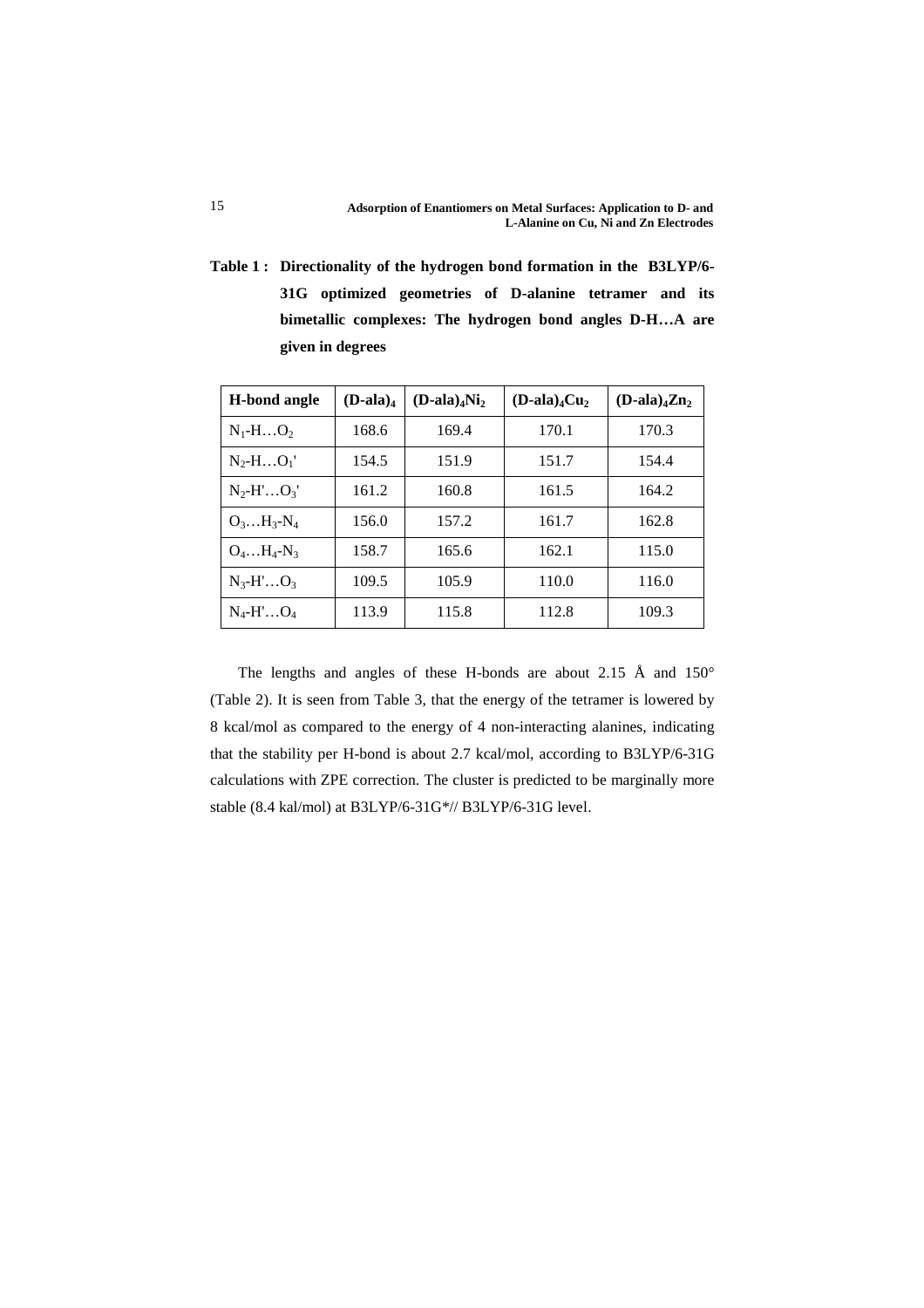**Table 1 : Directionality of the hydrogen bond formation in the B3LYP/6-31G optimized geometries of D-alanine tetramer and its bimetallic complexes: The hydrogen bond angles D-H…A are given in degrees**

| H-bond angle | $(D\text{-ala})_4$ | $(D\text{-ala})_4Ni_2$ | $(D\text{-ala})_4Cu_2$ | $(D\text{-ala})_4Zn_2$ |
|---|---|---|---|---|
| $N_1$-H…$O_2$ | 168.6 | 169.4 | 170.1 | 170.3 |
| $N_2$-H…$O_1$' | 154.5 | 151.9 | 151.7 | 154.4 |
| $N_2$-H'…$O_3$' | 161.2 | 160.8 | 161.5 | 164.2 |
| $O_3$…$H_3$-$N_4$ | 156.0 | 157.2 | 161.7 | 162.8 |
| $O_4$…$H_4$-$N_3$ | 158.7 | 165.6 | 162.1 | 115.0 |
| $N_3$-H'…$O_3$ | 109.5 | 105.9 | 110.0 | 116.0 |
| $N_4$-H'…$O_4$ | 113.9 | 115.8 | 112.8 | 109.3 |

The lengths and angles of these H-bonds are about 2.15 Å and 150° (Table 2). It is seen from Table 3, that the energy of the tetramer is lowered by 8 kcal/mol as compared to the energy of 4 non-interacting alanines, indicating that the stability per H-bond is about 2.7 kcal/mol, according to B3LYP/6-31G calculations with ZPE correction. The cluster is predicted to be marginally more stable (8.4 kal/mol) at B3LYP/6-31G*// B3LYP/6-31G level.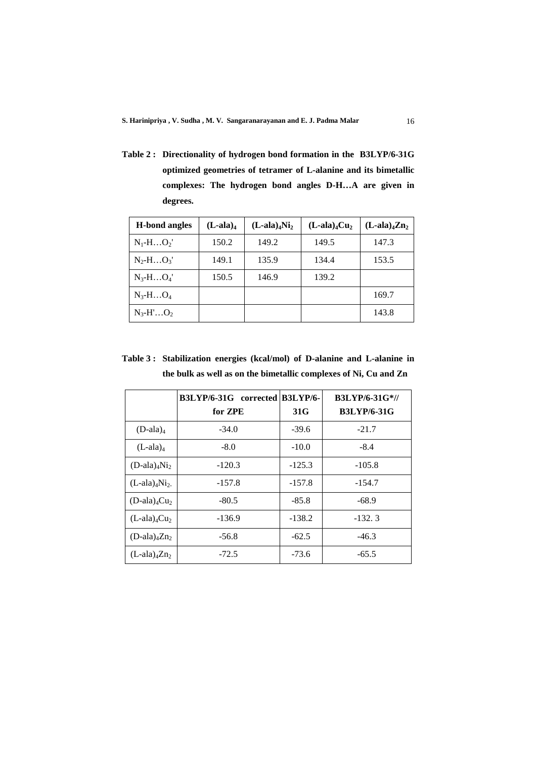**Table 2 : Directionality of hydrogen bond formation in the B3LYP/6-31G optimized geometries of tetramer of L-alanine and its bimetallic complexes: The hydrogen bond angles D-H…A are given in degrees.**

| H-bond angles | $(L\text{-ala})_4$ | $(L\text{-ala})_4Ni_2$ | $(L\text{-ala})_4Cu_2$ | $(L\text{-ala})_4Zn_2$ |
|---|---|---|---|---|
| $N_1$-H…$O_2$' | 150.2 | 149.2 | 149.5 | 147.3 |
| $N_2$-H…$O_3$' | 149.1 | 135.9 | 134.4 | 153.5 |
| $N_3$-H…$O_4$' | 150.5 | 146.9 | 139.2 | |
| $N_3$-H…$O_4$ | | | | 169.7 |
| $N_3$-H'…$O_2$ | | | | 143.8 |

**Table 3 : Stabilization energies (kcal/mol) of D-alanine and L-alanine in the bulk as well as on the bimetallic complexes of Ni, Cu and Zn**

| | B3LYP/6-31G corrected for ZPE | B3LYP/6-31G | B3LYP/6-31G*// B3LYP/6-31G |
|---|---|---|---|
| $(D\text{-ala})_4$ | -34.0 | -39.6 | -21.7 |
| $(L\text{-ala})_4$ | -8.0 | -10.0 | -8.4 |
| $(D\text{-ala})_4Ni_2$ | -120.3 | -125.3 | -105.8 |
| $(L\text{-ala})_4Ni_2$ | -157.8 | -157.8 | -154.7 |
| $(D\text{-ala})_4Cu_2$ | -80.5 | -85.8 | -68.9 |
| $(L\text{-ala})_4Cu_2$ | -136.9 | -138.2 | -132. 3 |
| $(D\text{-ala})_4Zn_2$ | -56.8 | -62.5 | -46.3 |
| $(L\text{-ala})_4Zn_2$ | -72.5 | -73.6 | -65.5 |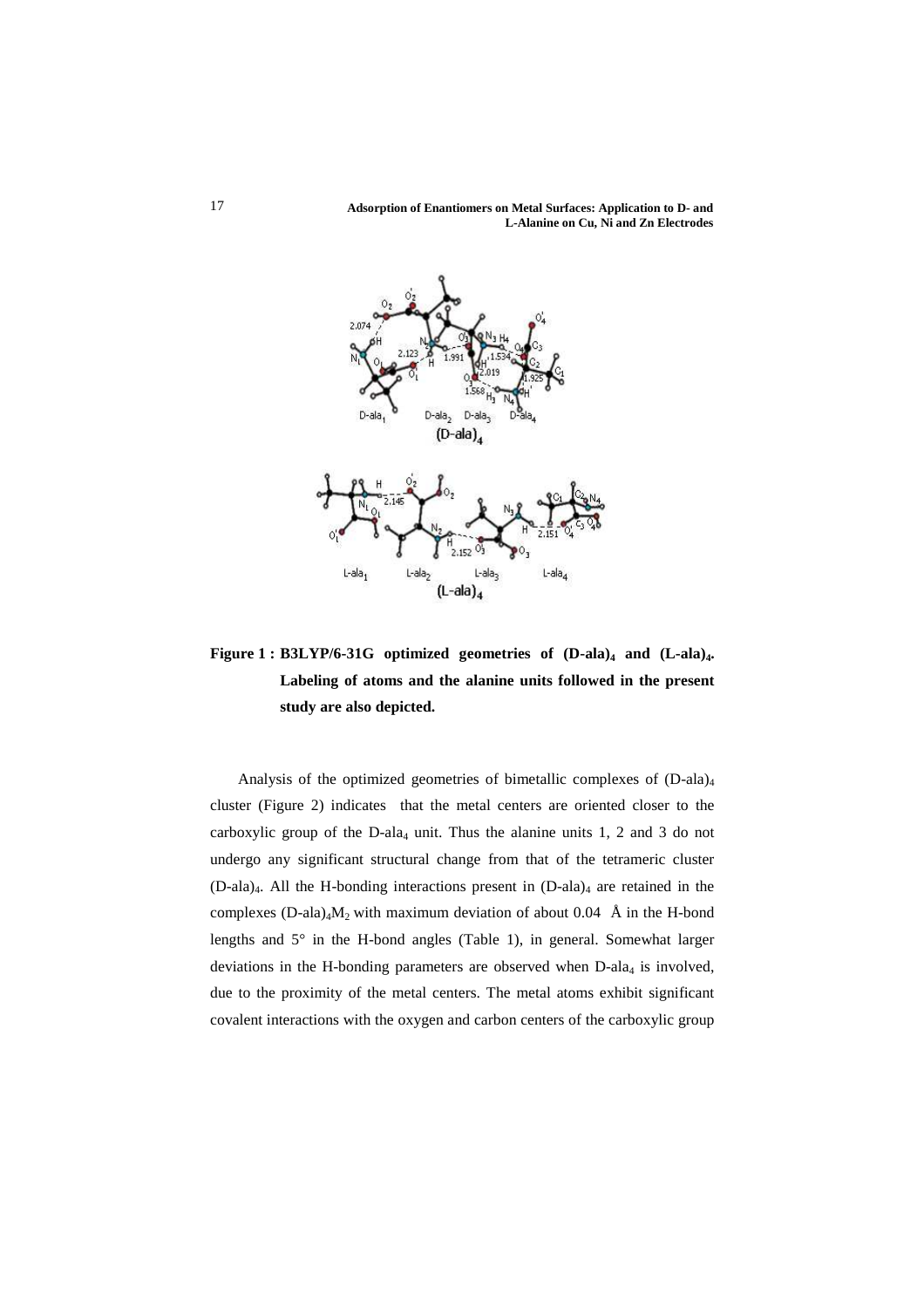**Figure 1 : B3LYP/6-31G optimized geometries of $(D\text{-}ala)_4$ and $(L\text{-}ala)_4$. Labeling of atoms and the alanine units followed in the present study are also depicted.**

Analysis of the optimized geometries of bimetallic complexes of $(D\text{-}ala)_4$ cluster (Figure 2) indicates that the metal centers are oriented closer to the carboxylic group of the $D\text{-}ala_4$ unit. Thus the alanine units 1, 2 and 3 do not undergo any significant structural change from that of the tetrameric cluster $(D\text{-}ala)_4$. All the H-bonding interactions present in $(D\text{-}ala)_4$ are retained in the complexes $(D\text{-}ala)_4M_2$ with maximum deviation of about 0.04 Å in the H-bond lengths and 5° in the H-bond angles (Table 1), in general. Somewhat larger deviations in the H-bonding parameters are observed when $D\text{-}ala_4$ is involved, due to the proximity of the metal centers. The metal atoms exhibit significant covalent interactions with the oxygen and carbon centers of the carboxylic group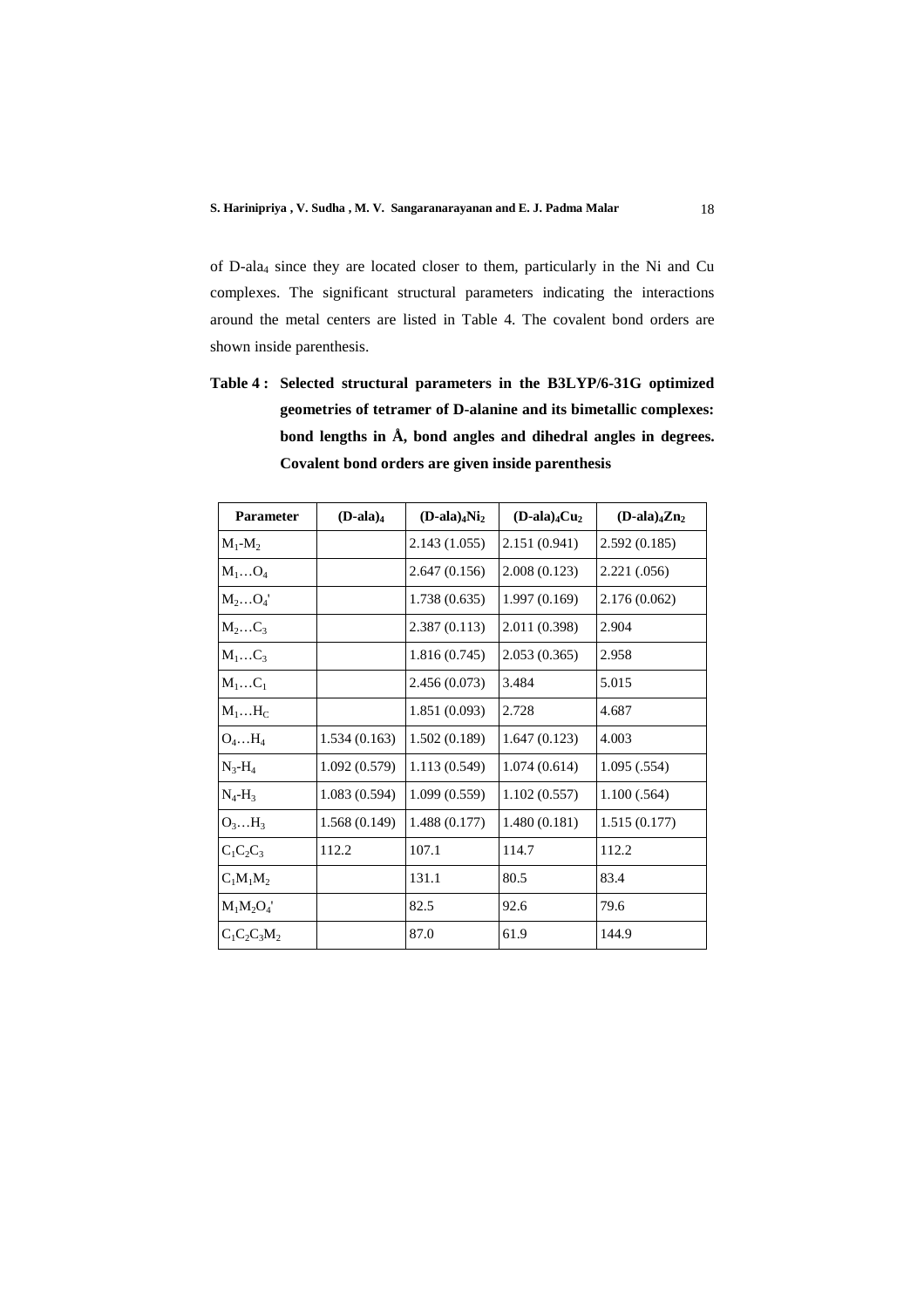of D-ala$_4$ since they are located closer to them, particularly in the Ni and Cu complexes. The significant structural parameters indicating the interactions around the metal centers are listed in Table 4. The covalent bond orders are shown inside parenthesis.

**Table 4 : Selected structural parameters in the B3LYP/6-31G optimized geometries of tetramer of D-alanine and its bimetallic complexes: bond lengths in Å, bond angles and dihedral angles in degrees. Covalent bond orders are given inside parenthesis**

| Parameter | (D-ala)$_4$ | (D-ala)$_4$Ni$_2$ | (D-ala)$_4$Cu$_2$ | (D-ala)$_4$Zn$_2$ |
|---|---|---|---|---|
| $M_1$-$M_2$ | | 2.143 (1.055) | 2.151 (0.941) | 2.592 (0.185) |
| $M_1$…$O_4$ | | 2.647 (0.156) | 2.008 (0.123) | 2.221 (.056) |
| $M_2$…$O_4'$ | | 1.738 (0.635) | 1.997 (0.169) | 2.176 (0.062) |
| $M_2$…$C_3$ | | 2.387 (0.113) | 2.011 (0.398) | 2.904 |
| $M_1$…$C_3$ | | 1.816 (0.745) | 2.053 (0.365) | 2.958 |
| $M_1$…$C_1$ | | 2.456 (0.073) | 3.484 | 5.015 |
| $M_1$…$H_C$ | | 1.851 (0.093) | 2.728 | 4.687 |
| $O_4$…$H_4$ | 1.534 (0.163) | 1.502 (0.189) | 1.647 (0.123) | 4.003 |
| $N_3$-$H_4$ | 1.092 (0.579) | 1.113 (0.549) | 1.074 (0.614) | 1.095 (.554) |
| $N_4$-$H_3$ | 1.083 (0.594) | 1.099 (0.559) | 1.102 (0.557) | 1.100 (.564) |
| $O_3$…$H_3$ | 1.568 (0.149) | 1.488 (0.177) | 1.480 (0.181) | 1.515 (0.177) |
| $C_1C_2C_3$ | 112.2 | 107.1 | 114.7 | 112.2 |
| $C_1M_1M_2$ | | 131.1 | 80.5 | 83.4 |
| $M_1M_2O_4'$ | | 82.5 | 92.6 | 79.6 |
| $C_1C_2C_3M_2$ | | 87.0 | 61.9 | 144.9 |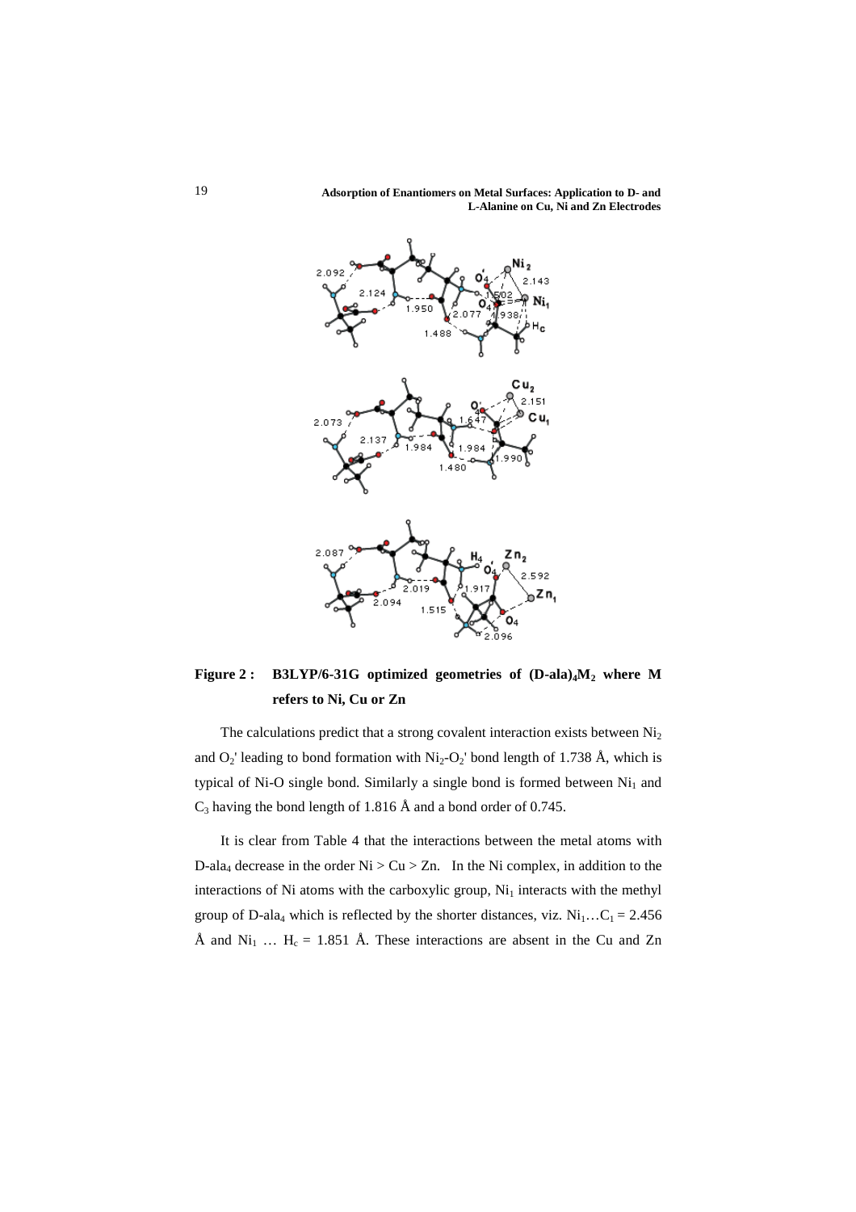**Figure 2 : B3LYP/6-31G optimized geometries of $(D\text{-ala})_4M_2$ where M refers to Ni, Cu or Zn**

The calculations predict that a strong covalent interaction exists between $Ni_2$ and $O_2'$ leading to bond formation with $Ni_2$-$O_2'$ bond length of 1.738 Å, which is typical of Ni-O single bond. Similarly a single bond is formed between $Ni_1$ and $C_3$ having the bond length of 1.816 Å and a bond order of 0.745.

It is clear from Table 4 that the interactions between the metal atoms with D-ala$_4$ decrease in the order Ni > Cu > Zn. In the Ni complex, in addition to the interactions of Ni atoms with the carboxylic group, $Ni_1$ interacts with the methyl group of D-ala$_4$ which is reflected by the shorter distances, viz. $Ni_1 \ldots C_1$ = 2.456 Å and $Ni_1 \ldots H_c$ = 1.851 Å. These interactions are absent in the Cu and Zn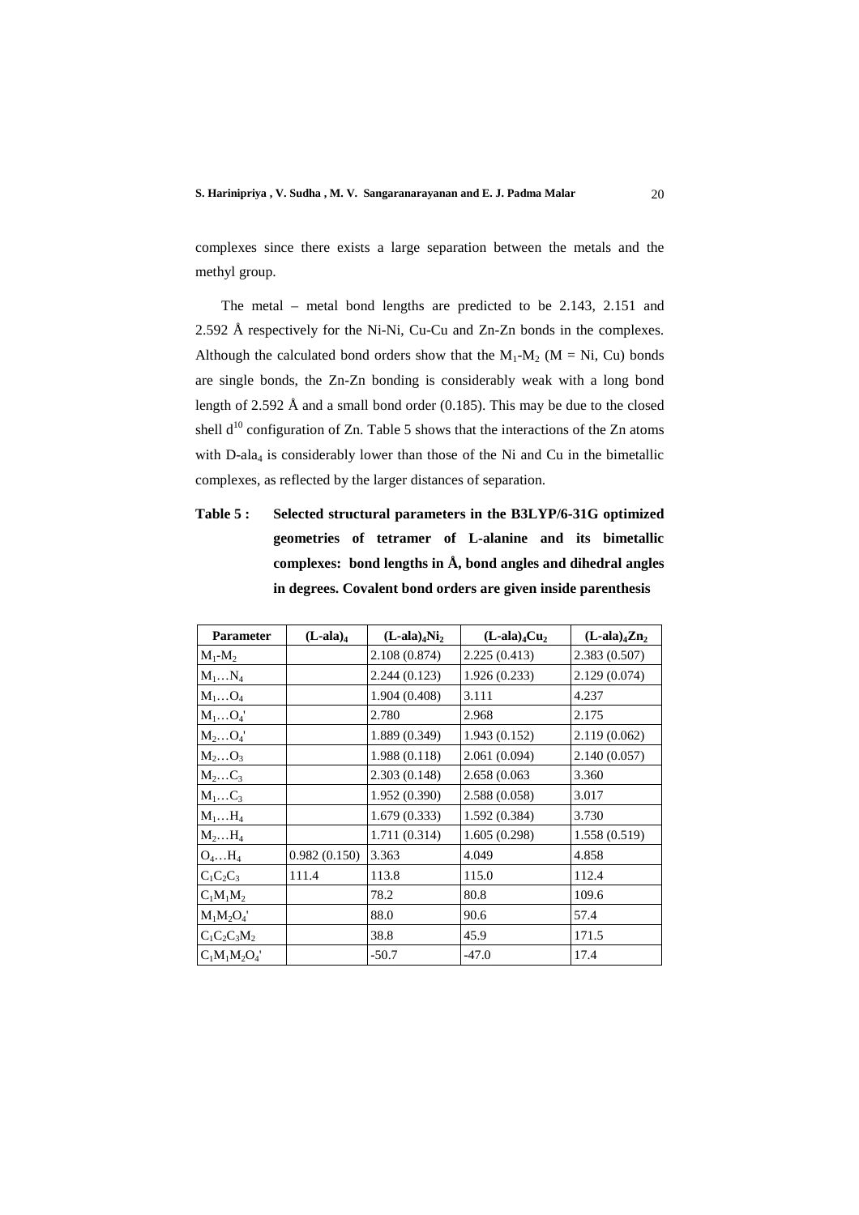complexes since there exists a large separation between the metals and the methyl group.

The metal – metal bond lengths are predicted to be 2.143, 2.151 and 2.592 Å respectively for the Ni-Ni, Cu-Cu and Zn-Zn bonds in the complexes. Although the calculated bond orders show that the $M_1$-$M_2$ (M = Ni, Cu) bonds are single bonds, the Zn-Zn bonding is considerably weak with a long bond length of 2.592 Å and a small bond order (0.185). This may be due to the closed shell $d^{10}$ configuration of Zn. Table 5 shows that the interactions of the Zn atoms with D-$ala_4$ is considerably lower than those of the Ni and Cu in the bimetallic complexes, as reflected by the larger distances of separation.

**Table 5 : Selected structural parameters in the B3LYP/6-31G optimized geometries of tetramer of L-alanine and its bimetallic complexes: bond lengths in Å, bond angles and dihedral angles in degrees. Covalent bond orders are given inside parenthesis**

| Parameter | $(L\text{-ala})_4$ | $(L\text{-ala})_4Ni_2$ | $(L\text{-ala})_4Cu_2$ | $(L\text{-ala})_4Zn_2$ |
|---|---|---|---|---|
| $M_1$-$M_2$ | | 2.108 (0.874) | 2.225 (0.413) | 2.383 (0.507) |
| $M_1…N_4$ | | 2.244 (0.123) | 1.926 (0.233) | 2.129 (0.074) |
| $M_1…O_4$ | | 1.904 (0.408) | 3.111 | 4.237 |
| $M_1…O_4'$ | | 2.780 | 2.968 | 2.175 |
| $M_2…O_4'$ | | 1.889 (0.349) | 1.943 (0.152) | 2.119 (0.062) |
| $M_2…O_3$ | | 1.988 (0.118) | 2.061 (0.094) | 2.140 (0.057) |
| $M_2…C_3$ | | 2.303 (0.148) | 2.658 (0.063 | 3.360 |
| $M_1…C_3$ | | 1.952 (0.390) | 2.588 (0.058) | 3.017 |
| $M_1…H_4$ | | 1.679 (0.333) | 1.592 (0.384) | 3.730 |
| $M_2…H_4$ | | 1.711 (0.314) | 1.605 (0.298) | 1.558 (0.519) |
| $O_4…H_4$ | 0.982 (0.150) | 3.363 | 4.049 | 4.858 |
| $C_1C_2C_3$ | 111.4 | 113.8 | 115.0 | 112.4 |
| $C_1M_1M_2$ | | 78.2 | 80.8 | 109.6 |
| $M_1M_2O_4'$ | | 88.0 | 90.6 | 57.4 |
| $C_1C_2C_3M_2$ | | 38.8 | 45.9 | 171.5 |
| $C_1M_1M_2O_4'$ | | -50.7 | -47.0 | 17.4 |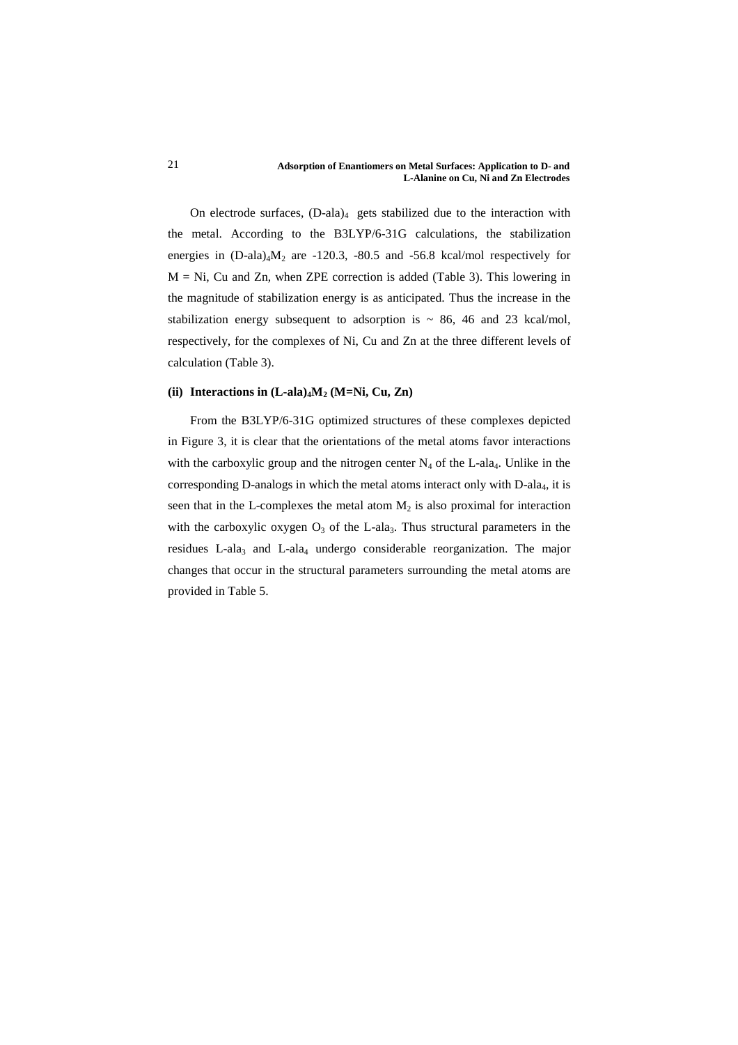On electrode surfaces, $(\text{D-ala})_4$ gets stabilized due to the interaction with the metal. According to the B3LYP/6-31G calculations, the stabilization energies in $(\text{D-ala})_4\text{M}_2$ are -120.3, -80.5 and -56.8 kcal/mol respectively for M = Ni, Cu and Zn, when ZPE correction is added (Table 3). This lowering in the magnitude of stabilization energy is as anticipated. Thus the increase in the stabilization energy subsequent to adsorption is ~ 86, 46 and 23 kcal/mol, respectively, for the complexes of Ni, Cu and Zn at the three different levels of calculation (Table 3).

### (ii) Interactions in $(\text{L-ala})_4\text{M}_2$ (M=Ni, Cu, Zn)

From the B3LYP/6-31G optimized structures of these complexes depicted in Figure 3, it is clear that the orientations of the metal atoms favor interactions with the carboxylic group and the nitrogen center $N_4$ of the L-ala$_4$. Unlike in the corresponding D-analogs in which the metal atoms interact only with D-ala$_4$, it is seen that in the L-complexes the metal atom $M_2$ is also proximal for interaction with the carboxylic oxygen $O_3$ of the L-ala$_3$. Thus structural parameters in the residues L-ala$_3$ and L-ala$_4$ undergo considerable reorganization. The major changes that occur in the structural parameters surrounding the metal atoms are provided in Table 5.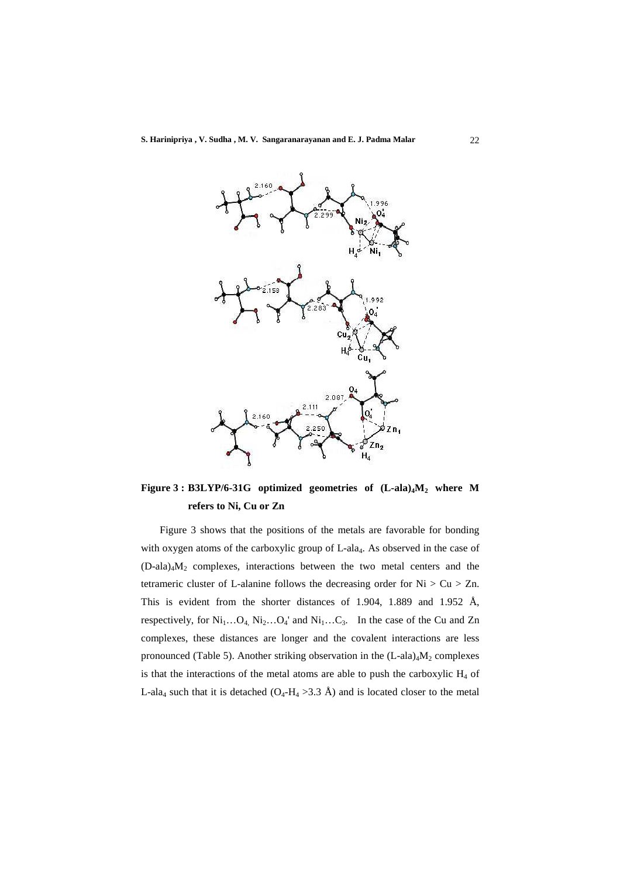**Figure 3 : B3LYP/6-31G optimized geometries of $(L\text{-ala})_4M_2$ where M refers to Ni, Cu or Zn**

Figure 3 shows that the positions of the metals are favorable for bonding with oxygen atoms of the carboxylic group of L-$ala_4$. As observed in the case of $(D\text{-ala})_4M_2$ complexes, interactions between the two metal centers and the tetrameric cluster of L-alanine follows the decreasing order for Ni > Cu > Zn. This is evident from the shorter distances of 1.904, 1.889 and 1.952 Å, respectively, for $Ni_1 \ldots O_4$, $Ni_2 \ldots O_4'$ and $Ni_1 \ldots C_3$. In the case of the Cu and Zn complexes, these distances are longer and the covalent interactions are less pronounced (Table 5). Another striking observation in the $(L\text{-ala})_4M_2$ complexes is that the interactions of the metal atoms are able to push the carboxylic $H_4$ of L-$ala_4$ such that it is detached ($O_4$-$H_4$ >3.3 Å) and is located closer to the metal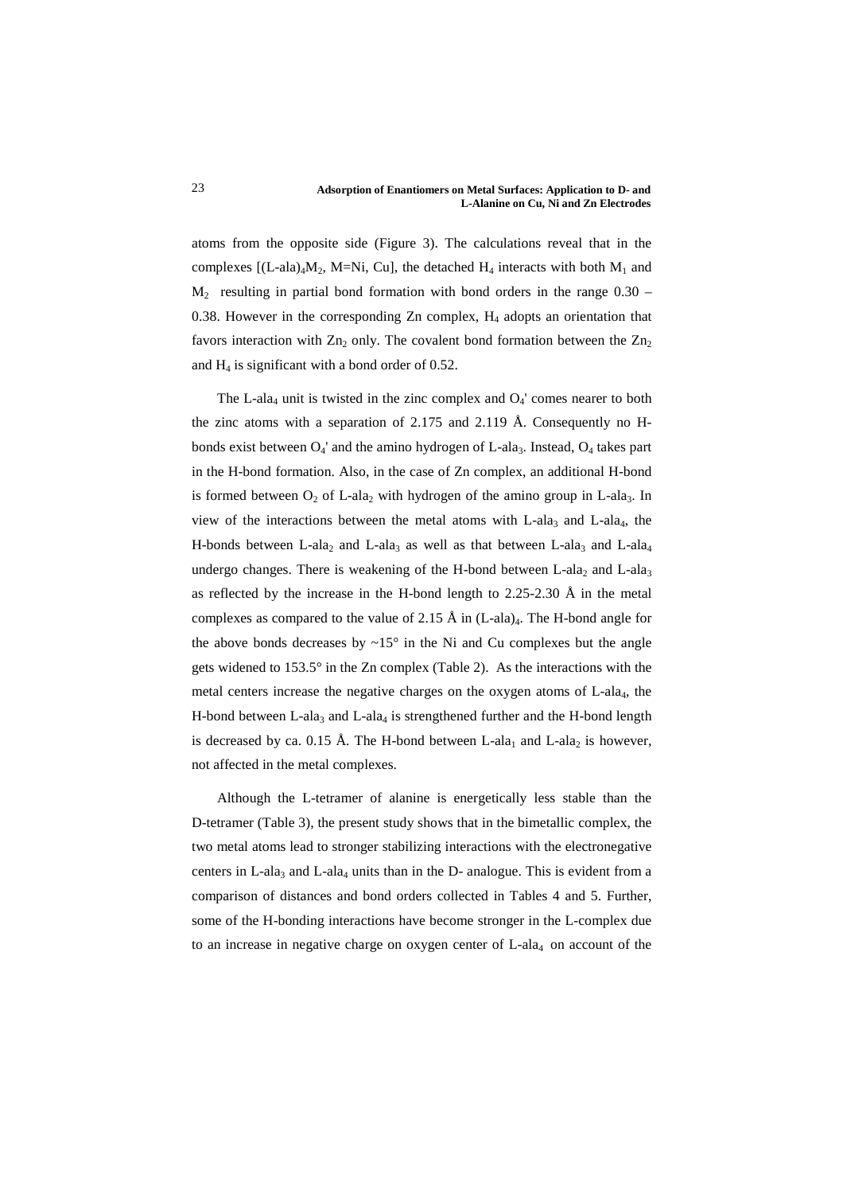atoms from the opposite side (Figure 3). The calculations reveal that in the complexes [(L-ala)$_4$M$_2$, M=Ni, Cu], the detached $H_4$ interacts with both $M_1$ and $M_2$ resulting in partial bond formation with bond orders in the range 0.30 – 0.38. However in the corresponding Zn complex, $H_4$ adopts an orientation that favors interaction with $Zn_2$ only. The covalent bond formation between the $Zn_2$ and $H_4$ is significant with a bond order of 0.52.

The L-ala$_4$ unit is twisted in the zinc complex and $O_4'$ comes nearer to both the zinc atoms with a separation of 2.175 and 2.119 Å. Consequently no H-bonds exist between $O_4'$ and the amino hydrogen of L-ala$_3$. Instead, $O_4$ takes part in the H-bond formation. Also, in the case of Zn complex, an additional H-bond is formed between $O_2$ of L-ala$_2$ with hydrogen of the amino group in L-ala$_3$. In view of the interactions between the metal atoms with L-ala$_3$ and L-ala$_4$, the H-bonds between L-ala$_2$ and L-ala$_3$ as well as that between L-ala$_3$ and L-ala$_4$ undergo changes. There is weakening of the H-bond between L-ala$_2$ and L-ala$_3$ as reflected by the increase in the H-bond length to 2.25-2.30 Å in the metal complexes as compared to the value of 2.15 Å in (L-ala)$_4$. The H-bond angle for the above bonds decreases by ~15° in the Ni and Cu complexes but the angle gets widened to 153.5° in the Zn complex (Table 2). As the interactions with the metal centers increase the negative charges on the oxygen atoms of L-ala$_4$, the H-bond between L-ala$_3$ and L-ala$_4$ is strengthened further and the H-bond length is decreased by ca. 0.15 Å. The H-bond between L-ala$_1$ and L-ala$_2$ is however, not affected in the metal complexes.

Although the L-tetramer of alanine is energetically less stable than the D-tetramer (Table 3), the present study shows that in the bimetallic complex, the two metal atoms lead to stronger stabilizing interactions with the electronegative centers in L-ala$_3$ and L-ala$_4$ units than in the D- analogue. This is evident from a comparison of distances and bond orders collected in Tables 4 and 5. Further, some of the H-bonding interactions have become stronger in the L-complex due to an increase in negative charge on oxygen center of L-ala$_4$ on account of the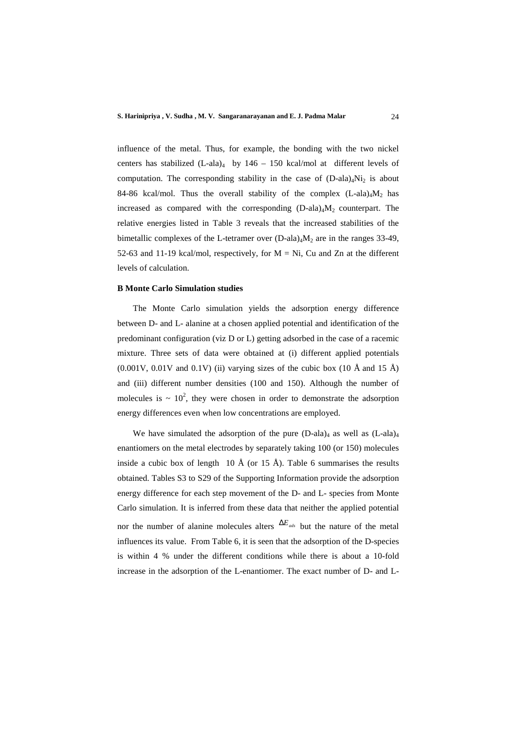influence of the metal. Thus, for example, the bonding with the two nickel centers has stabilized $(L\text{-ala})_4$ by 146 – 150 kcal/mol at different levels of computation. The corresponding stability in the case of $(D\text{-ala})_4Ni_2$ is about 84-86 kcal/mol. Thus the overall stability of the complex $(L\text{-ala})_4M_2$ has increased as compared with the corresponding $(D\text{-ala})_4M_2$ counterpart. The relative energies listed in Table 3 reveals that the increased stabilities of the bimetallic complexes of the L-tetramer over $(D\text{-ala})_4M_2$ are in the ranges 33-49, 52-63 and 11-19 kcal/mol, respectively, for M = Ni, Cu and Zn at the different levels of calculation.

**B Monte Carlo Simulation studies**

The Monte Carlo simulation yields the adsorption energy difference between D- and L- alanine at a chosen applied potential and identification of the predominant configuration (viz D or L) getting adsorbed in the case of a racemic mixture. Three sets of data were obtained at (i) different applied potentials (0.001V, 0.01V and 0.1V) (ii) varying sizes of the cubic box (10 Å and 15 Å) and (iii) different number densities (100 and 150). Although the number of molecules is ~ $10^2$, they were chosen in order to demonstrate the adsorption energy differences even when low concentrations are employed.

We have simulated the adsorption of the pure $(D\text{-ala})_4$ as well as $(L\text{-ala})_4$ enantiomers on the metal electrodes by separately taking 100 (or 150) molecules inside a cubic box of length 10 Å (or 15 Å). Table 6 summarises the results obtained. Tables S3 to S29 of the Supporting Information provide the adsorption energy difference for each step movement of the D- and L- species from Monte Carlo simulation. It is inferred from these data that neither the applied potential nor the number of alanine molecules alters $\Delta E_{ads}$ but the nature of the metal influences its value. From Table 6, it is seen that the adsorption of the D-species is within 4 % under the different conditions while there is about a 10-fold increase in the adsorption of the L-enantiomer. The exact number of D- and L-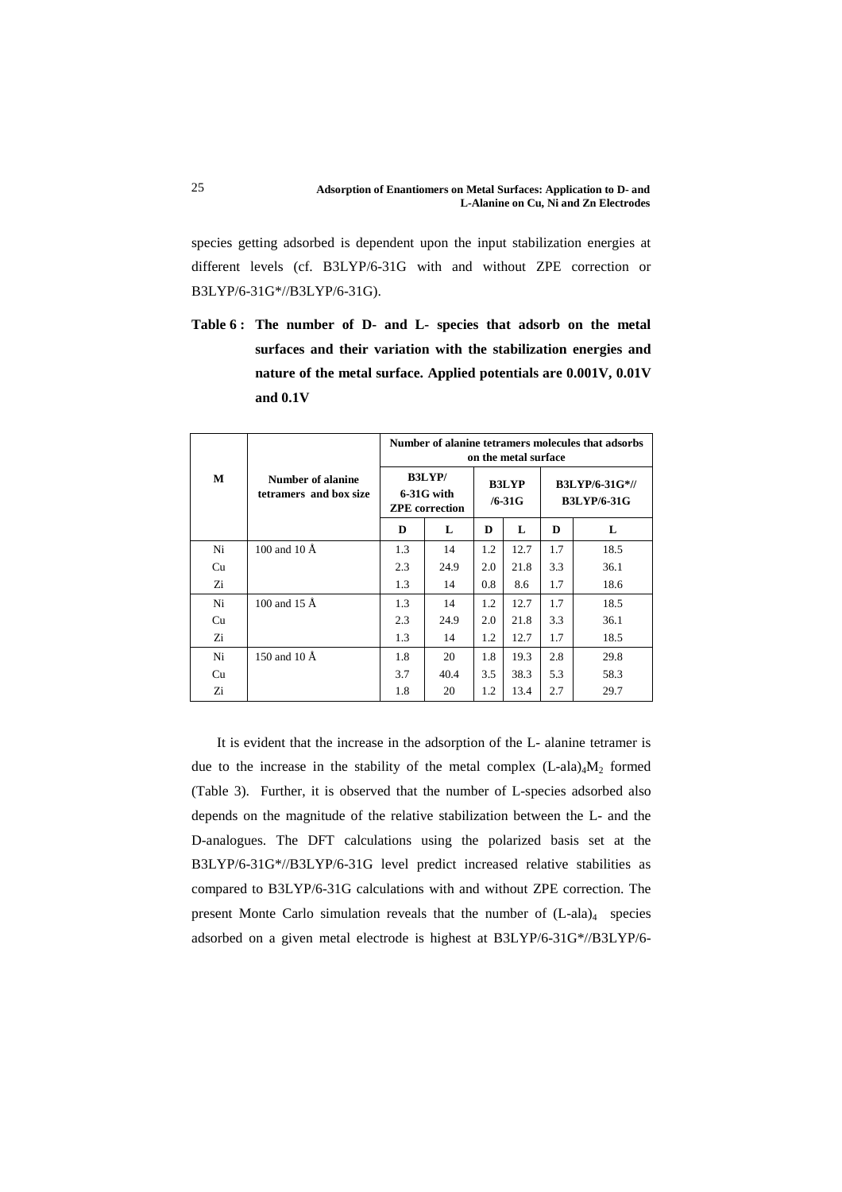species getting adsorbed is dependent upon the input stabilization energies at different levels (cf. B3LYP/6-31G with and without ZPE correction or B3LYP/6-31G*//B3LYP/6-31G).

**Table 6 : The number of D- and L- species that adsorb on the metal surfaces and their variation with the stabilization energies and nature of the metal surface. Applied potentials are 0.001V, 0.01V and 0.1V**

| M | Number of alanine tetramers and box size | Number of alanine tetramers molecules that adsorbs on the metal surface | | | | | |
|---|---|---|---|---|---|---|---|
| | | B3LYP/ 6-31G with ZPE correction | | B3LYP /6-31G | | B3LYP/6-31G*// B3LYP/6-31G | |
| | | D | L | D | L | D | L |
| Ni | 100 and 10 Å | 1.3 | 14 | 1.2 | 12.7 | 1.7 | 18.5 |
| Cu | | 2.3 | 24.9 | 2.0 | 21.8 | 3.3 | 36.1 |
| Zi | | 1.3 | 14 | 0.8 | 8.6 | 1.7 | 18.6 |
| Ni | 100 and 15 Å | 1.3 | 14 | 1.2 | 12.7 | 1.7 | 18.5 |
| Cu | | 2.3 | 24.9 | 2.0 | 21.8 | 3.3 | 36.1 |
| Zi | | 1.3 | 14 | 1.2 | 12.7 | 1.7 | 18.5 |
| Ni | 150 and 10 Å | 1.8 | 20 | 1.8 | 19.3 | 2.8 | 29.8 |
| Cu | | 3.7 | 40.4 | 3.5 | 38.3 | 5.3 | 58.3 |
| Zi | | 1.8 | 20 | 1.2 | 13.4 | 2.7 | 29.7 |

It is evident that the increase in the adsorption of the L- alanine tetramer is due to the increase in the stability of the metal complex $(L\text{-ala})_4M_2$ formed (Table 3). Further, it is observed that the number of L-species adsorbed also depends on the magnitude of the relative stabilization between the L- and the D-analogues. The DFT calculations using the polarized basis set at the B3LYP/6-31G*//B3LYP/6-31G level predict increased relative stabilities as compared to B3LYP/6-31G calculations with and without ZPE correction. The present Monte Carlo simulation reveals that the number of $(L\text{-ala})_4$ species adsorbed on a given metal electrode is highest at B3LYP/6-31G*//B3LYP/6-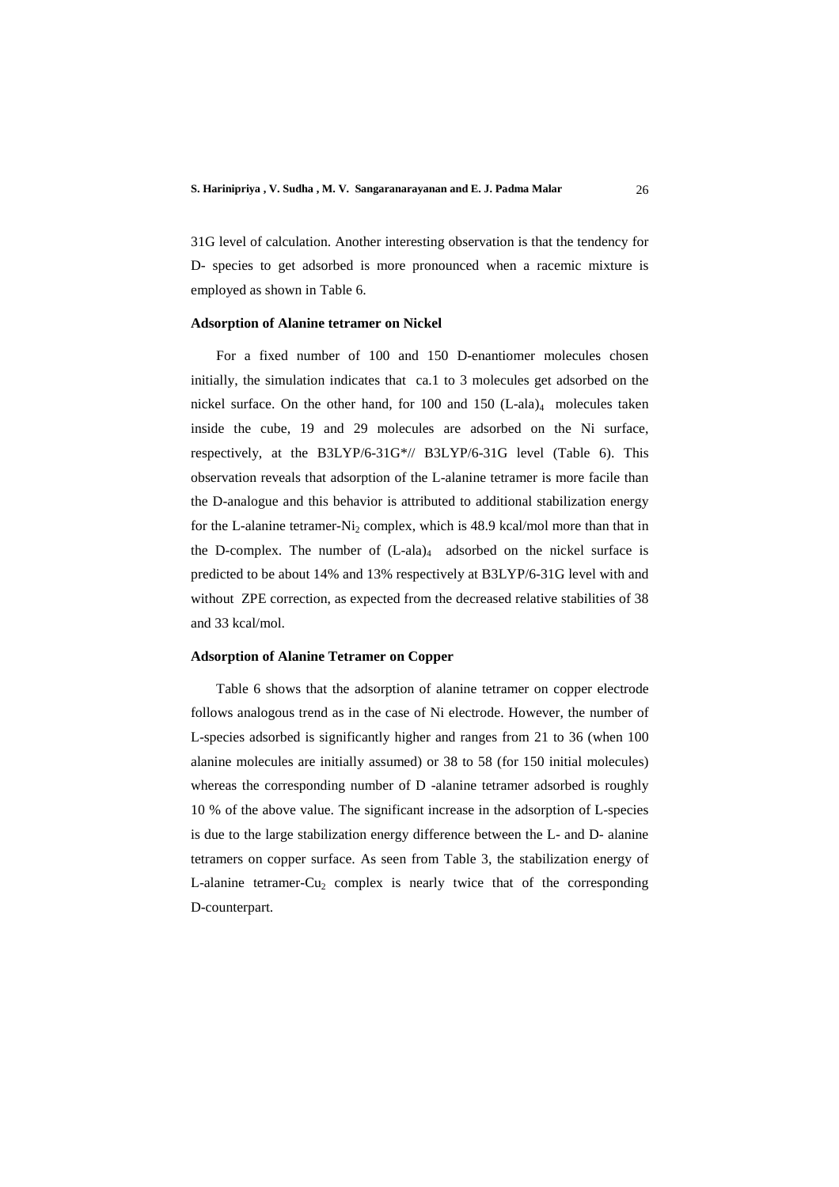31G level of calculation. Another interesting observation is that the tendency for D- species to get adsorbed is more pronounced when a racemic mixture is employed as shown in Table 6.

**Adsorption of Alanine tetramer on Nickel**

For a fixed number of 100 and 150 D-enantiomer molecules chosen initially, the simulation indicates that ca.1 to 3 molecules get adsorbed on the nickel surface. On the other hand, for 100 and 150 $(L\text{-ala})_4$ molecules taken inside the cube, 19 and 29 molecules are adsorbed on the Ni surface, respectively, at the B3LYP/6-31G*// B3LYP/6-31G level (Table 6). This observation reveals that adsorption of the L-alanine tetramer is more facile than the D-analogue and this behavior is attributed to additional stabilization energy for the L-alanine tetramer-$Ni_2$ complex, which is 48.9 kcal/mol more than that in the D-complex. The number of $(L\text{-ala})_4$ adsorbed on the nickel surface is predicted to be about 14% and 13% respectively at B3LYP/6-31G level with and without ZPE correction, as expected from the decreased relative stabilities of 38 and 33 kcal/mol.

**Adsorption of Alanine Tetramer on Copper**

Table 6 shows that the adsorption of alanine tetramer on copper electrode follows analogous trend as in the case of Ni electrode. However, the number of L-species adsorbed is significantly higher and ranges from 21 to 36 (when 100 alanine molecules are initially assumed) or 38 to 58 (for 150 initial molecules) whereas the corresponding number of D -alanine tetramer adsorbed is roughly 10 % of the above value. The significant increase in the adsorption of L-species is due to the large stabilization energy difference between the L- and D- alanine tetramers on copper surface. As seen from Table 3, the stabilization energy of L-alanine tetramer-$Cu_2$ complex is nearly twice that of the corresponding D-counterpart.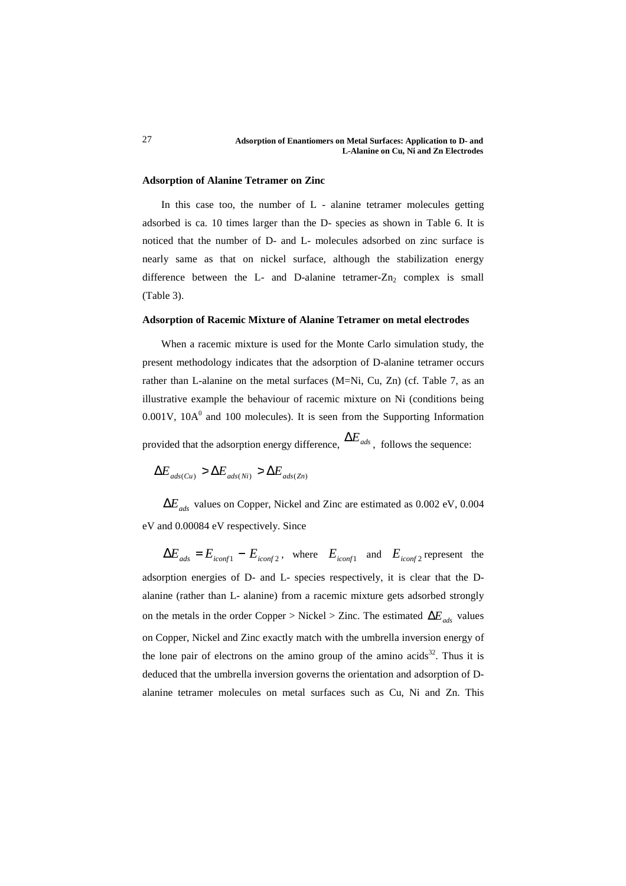### Adsorption of Alanine Tetramer on Zinc

In this case too, the number of L - alanine tetramer molecules getting adsorbed is ca. 10 times larger than the D- species as shown in Table 6. It is noticed that the number of D- and L- molecules adsorbed on zinc surface is nearly same as that on nickel surface, although the stabilization energy difference between the L- and D-alanine tetramer-$Zn_2$ complex is small (Table 3).

### Adsorption of Racemic Mixture of Alanine Tetramer on metal electrodes

When a racemic mixture is used for the Monte Carlo simulation study, the present methodology indicates that the adsorption of D-alanine tetramer occurs rather than L-alanine on the metal surfaces (M=Ni, Cu, Zn) (cf. Table 7, as an illustrative example the behaviour of racemic mixture on Ni (conditions being 0.001V, $10A^0$ and 100 molecules). It is seen from the Supporting Information provided that the adsorption energy difference, $\Delta E_{ads}$, follows the sequence:

$$\Delta E_{ads(Cu)} > \Delta E_{ads(Ni)} > \Delta E_{ads(Zn)}$$

$\Delta E_{ads}$ values on Copper, Nickel and Zinc are estimated as 0.002 eV, 0.004 eV and 0.00084 eV respectively. Since

$\Delta E_{ads} = E_{iconf1} - E_{iconf2}$, where $E_{iconf1}$ and $E_{iconf2}$ represent the adsorption energies of D- and L- species respectively, it is clear that the D-alanine (rather than L- alanine) from a racemic mixture gets adsorbed strongly on the metals in the order Copper > Nickel > Zinc. The estimated $\Delta E_{ads}$ values on Copper, Nickel and Zinc exactly match with the umbrella inversion energy of the lone pair of electrons on the amino group of the amino acids[32]. Thus it is deduced that the umbrella inversion governs the orientation and adsorption of D-alanine tetramer molecules on metal surfaces such as Cu, Ni and Zn. This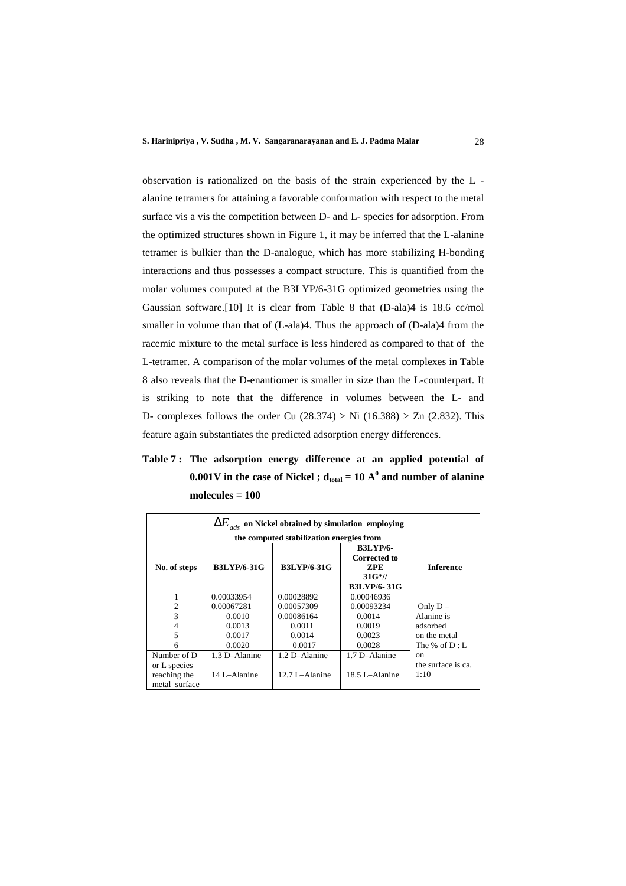observation is rationalized on the basis of the strain experienced by the L - alanine tetramers for attaining a favorable conformation with respect to the metal surface vis a vis the competition between D- and L- species for adsorption. From the optimized structures shown in Figure 1, it may be inferred that the L-alanine tetramer is bulkier than the D-analogue, which has more stabilizing H-bonding interactions and thus possesses a compact structure. This is quantified from the molar volumes computed at the B3LYP/6-31G optimized geometries using the Gaussian software.[10] It is clear from Table 8 that (D-ala)4 is 18.6 cc/mol smaller in volume than that of (L-ala)4. Thus the approach of (D-ala)4 from the racemic mixture to the metal surface is less hindered as compared to that of the L-tetramer. A comparison of the molar volumes of the metal complexes in Table 8 also reveals that the D-enantiomer is smaller in size than the L-counterpart. It is striking to note that the difference in volumes between the L- and D- complexes follows the order Cu (28.374) > Ni (16.388) > Zn (2.832). This feature again substantiates the predicted adsorption energy differences.

**Table 7 : The adsorption energy difference at an applied potential of 0.001V in the case of Nickel ; $d_{total}$ = 10 $A^0$ and number of alanine molecules = 100**

| | $\Delta E_{ads}$ on Nickel obtained by simulation employing the computed stabilization energies from | | | |
|---|---|---|---|---|
| **No. of steps** | **B3LYP/6-31G** | **B3LYP/6-31G** | **B3LYP/6-Corrected to ZPE 31G\*// B3LYP/6- 31G** | **Inference** |
| 1 | 0.00033954 | 0.00028892 | 0.00046936 | Only D – Alanine is adsorbed on the metal The % of D : L on the surface is ca. 1:10 |
| 2 | 0.00067281 | 0.00057309 | 0.00093234 | |
| 3 | 0.0010 | 0.00086164 | 0.0014 | |
| 4 | 0.0013 | 0.0011 | 0.0019 | |
| 5 | 0.0017 | 0.0014 | 0.0023 | |
| 6 | 0.0020 | 0.0017 | 0.0028 | |
| Number of D or L species reaching the metal surface | 1.3 D–Alanine<br>14 L–Alanine | 1.2 D–Alanine<br>12.7 L–Alanine | 1.7 D–Alanine<br>18.5 L–Alanine | |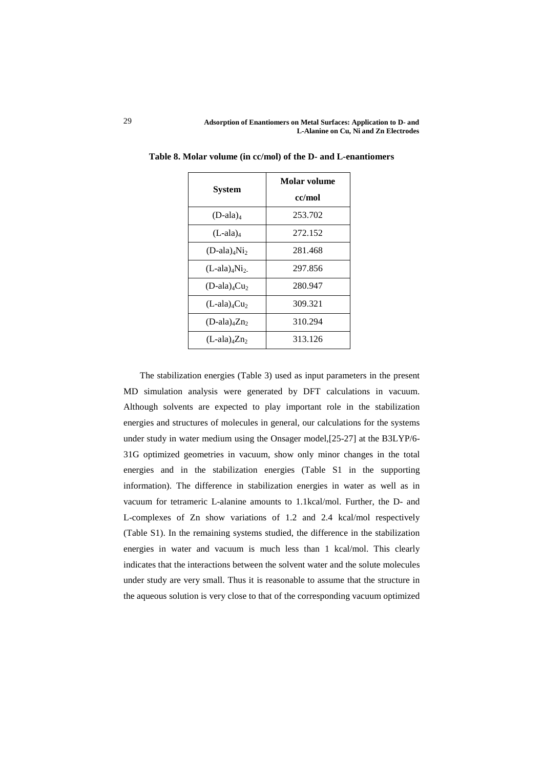**Table 8. Molar volume (in cc/mol) of the D- and L-enantiomers**

| System | Molar volume cc/mol |
|---|---|
| $(D\text{-ala})_4$ | 253.702 |
| $(L\text{-ala})_4$ | 272.152 |
| $(D\text{-ala})_4Ni_2$ | 281.468 |
| $(L\text{-ala})_4Ni_2$ | 297.856 |
| $(D\text{-ala})_4Cu_2$ | 280.947 |
| $(L\text{-ala})_4Cu_2$ | 309.321 |
| $(D\text{-ala})_4Zn_2$ | 310.294 |
| $(L\text{-ala})_4Zn_2$ | 313.126 |

The stabilization energies (Table 3) used as input parameters in the present MD simulation analysis were generated by DFT calculations in vacuum. Although solvents are expected to play important role in the stabilization energies and structures of molecules in general, our calculations for the systems under study in water medium using the Onsager model,[25-27] at the B3LYP/6-31G optimized geometries in vacuum, show only minor changes in the total energies and in the stabilization energies (Table S1 in the supporting information). The difference in stabilization energies in water as well as in vacuum for tetrameric L-alanine amounts to 1.1kcal/mol. Further, the D- and L-complexes of Zn show variations of 1.2 and 2.4 kcal/mol respectively (Table S1). In the remaining systems studied, the difference in the stabilization energies in water and vacuum is much less than 1 kcal/mol. This clearly indicates that the interactions between the solvent water and the solute molecules under study are very small. Thus it is reasonable to assume that the structure in the aqueous solution is very close to that of the corresponding vacuum optimized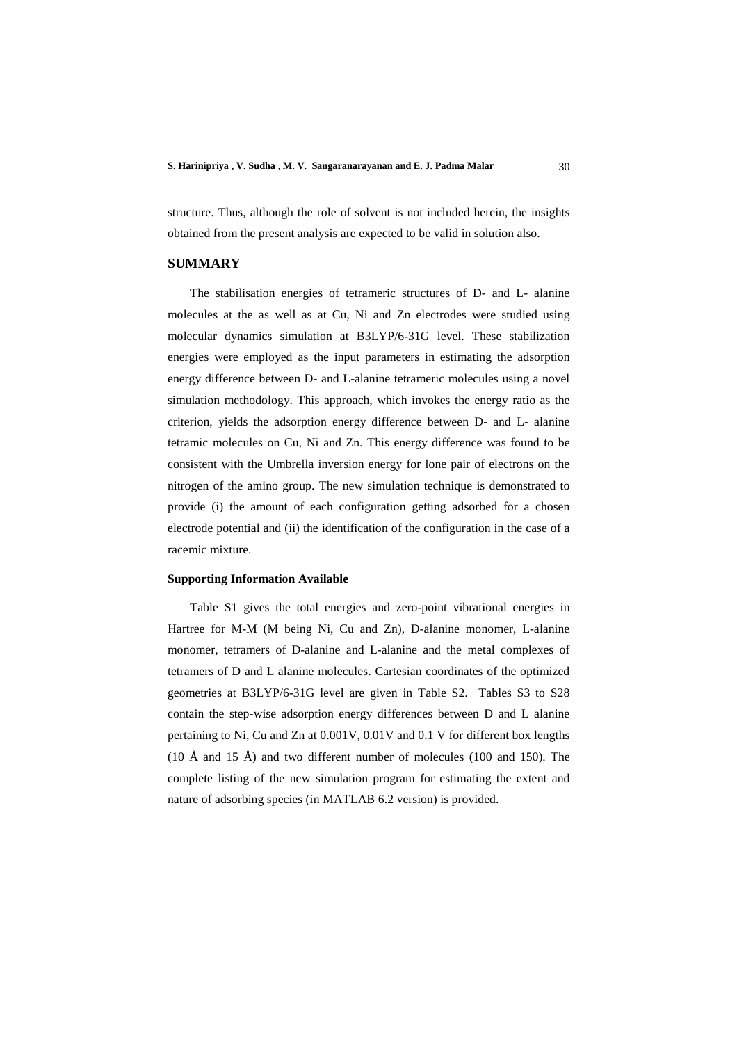structure. Thus, although the role of solvent is not included herein, the insights obtained from the present analysis are expected to be valid in solution also.

## SUMMARY

The stabilisation energies of tetrameric structures of D- and L- alanine molecules at the as well as at Cu, Ni and Zn electrodes were studied using molecular dynamics simulation at B3LYP/6-31G level. These stabilization energies were employed as the input parameters in estimating the adsorption energy difference between D- and L-alanine tetrameric molecules using a novel simulation methodology. This approach, which invokes the energy ratio as the criterion, yields the adsorption energy difference between D- and L- alanine tetramic molecules on Cu, Ni and Zn. This energy difference was found to be consistent with the Umbrella inversion energy for lone pair of electrons on the nitrogen of the amino group. The new simulation technique is demonstrated to provide (i) the amount of each configuration getting adsorbed for a chosen electrode potential and (ii) the identification of the configuration in the case of a racemic mixture.

### Supporting Information Available

Table S1 gives the total energies and zero-point vibrational energies in Hartree for M-M (M being Ni, Cu and Zn), D-alanine monomer, L-alanine monomer, tetramers of D-alanine and L-alanine and the metal complexes of tetramers of D and L alanine molecules. Cartesian coordinates of the optimized geometries at B3LYP/6-31G level are given in Table S2. Tables S3 to S28 contain the step-wise adsorption energy differences between D and L alanine pertaining to Ni, Cu and Zn at 0.001V, 0.01V and 0.1 V for different box lengths (10 Å and 15 Å) and two different number of molecules (100 and 150). The complete listing of the new simulation program for estimating the extent and nature of adsorbing species (in MATLAB 6.2 version) is provided.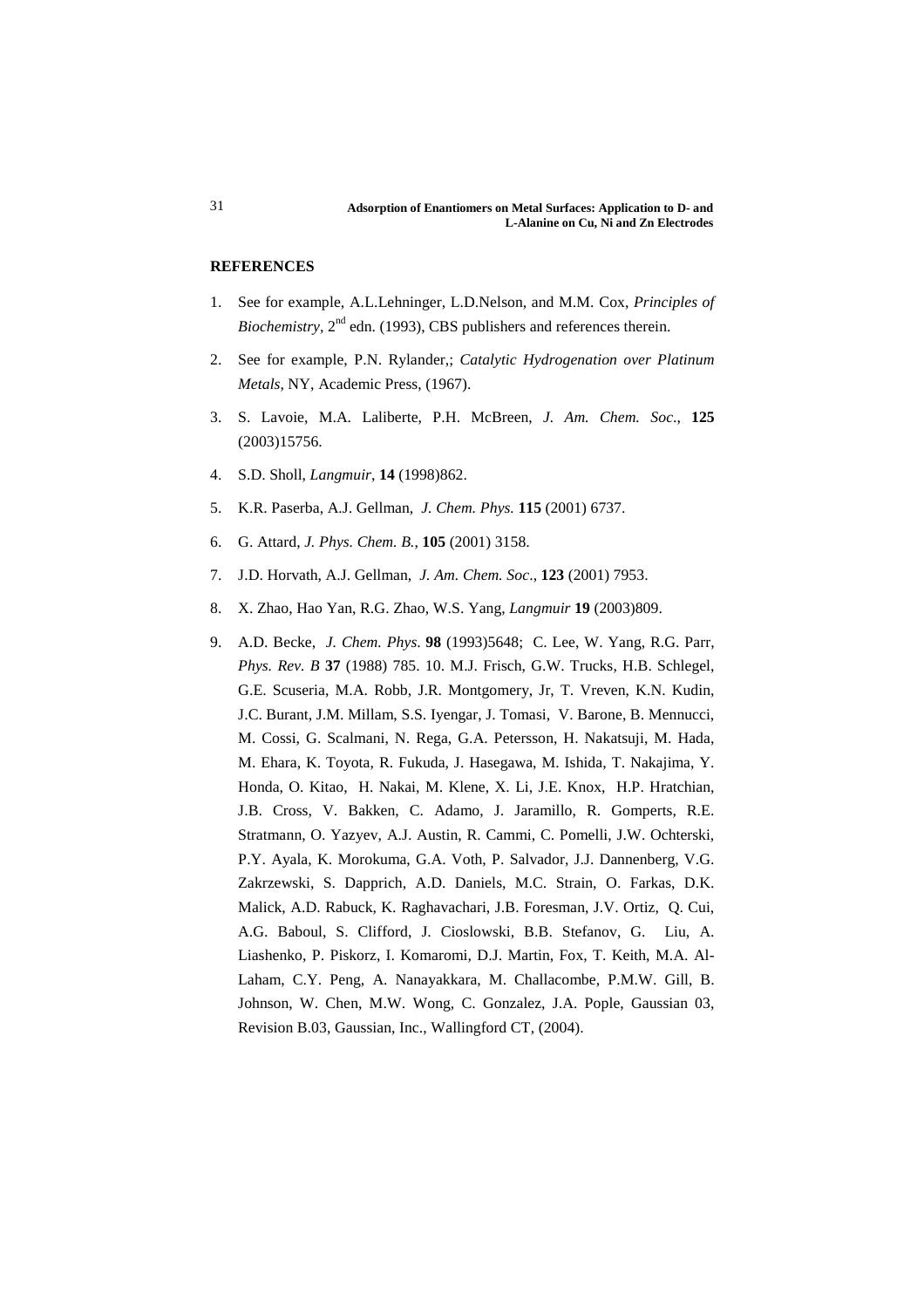## REFERENCES

1. See for example, A.L.Lehninger, L.D.Nelson, and M.M. Cox, *Principles of Biochemistry*, 2nd edn. (1993), CBS publishers and references therein.

2. See for example, P.N. Rylander,; *Catalytic Hydrogenation over Platinum Metals*, NY, Academic Press, (1967).

3. S. Lavoie, M.A. Laliberte, P.H. McBreen, *J. Am. Chem. Soc*., **125** (2003)15756.

4. S.D. Sholl, *Langmuir*, **14** (1998)862.

5. K.R. Paserba, A.J. Gellman, *J. Chem. Phys.* **115** (2001) 6737.

6. G. Attard, *J. Phys. Chem. B.*, **105** (2001) 3158.

7. J.D. Horvath, A.J. Gellman, *J. Am. Chem. Soc*., **123** (2001) 7953.

8. X. Zhao, Hao Yan, R.G. Zhao, W.S. Yang, *Langmuir* **19** (2003)809.

9. A.D. Becke, *J. Chem. Phys.* **98** (1993)5648; C. Lee, W. Yang, R.G. Parr, *Phys. Rev. B* **37** (1988) 785. 10. M.J. Frisch, G.W. Trucks, H.B. Schlegel, G.E. Scuseria, M.A. Robb, J.R. Montgomery, Jr, T. Vreven, K.N. Kudin, J.C. Burant, J.M. Millam, S.S. Iyengar, J. Tomasi, V. Barone, B. Mennucci, M. Cossi, G. Scalmani, N. Rega, G.A. Petersson, H. Nakatsuji, M. Hada, M. Ehara, K. Toyota, R. Fukuda, J. Hasegawa, M. Ishida, T. Nakajima, Y. Honda, O. Kitao, H. Nakai, M. Klene, X. Li, J.E. Knox, H.P. Hratchian, J.B. Cross, V. Bakken, C. Adamo, J. Jaramillo, R. Gomperts, R.E. Stratmann, O. Yazyev, A.J. Austin, R. Cammi, C. Pomelli, J.W. Ochterski, P.Y. Ayala, K. Morokuma, G.A. Voth, P. Salvador, J.J. Dannenberg, V.G. Zakrzewski, S. Dapprich, A.D. Daniels, M.C. Strain, O. Farkas, D.K. Malick, A.D. Rabuck, K. Raghavachari, J.B. Foresman, J.V. Ortiz, Q. Cui, A.G. Baboul, S. Clifford, J. Cioslowski, B.B. Stefanov, G. Liu, A. Liashenko, P. Piskorz, I. Komaromi, D.J. Martin, Fox, T. Keith, M.A. Al-Laham, C.Y. Peng, A. Nanayakkara, M. Challacombe, P.M.W. Gill, B. Johnson, W. Chen, M.W. Wong, C. Gonzalez, J.A. Pople, Gaussian 03, Revision B.03, Gaussian, Inc., Wallingford CT, (2004).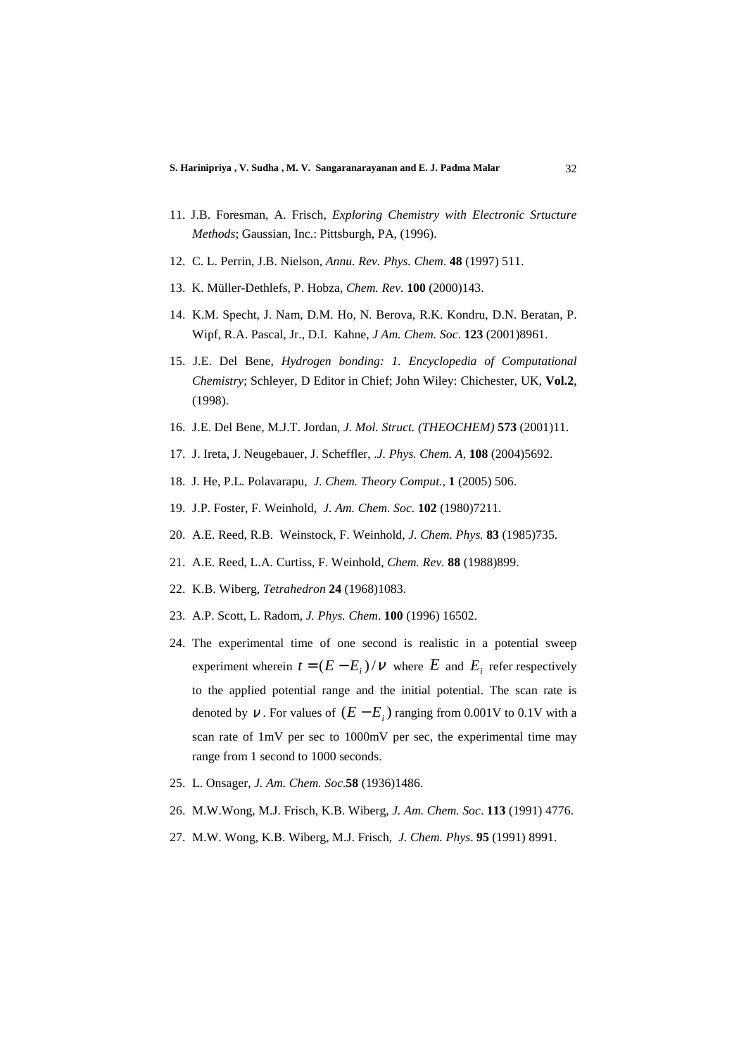11. J.B. Foresman, A. Frisch, *Exploring Chemistry with Electronic Srtucture Methods*; Gaussian, Inc.: Pittsburgh, PA, (1996).

12. C. L. Perrin, J.B. Nielson, *Annu. Rev. Phys. Chem*. **48** (1997) 511.

13. K. Müller-Dethlefs, P. Hobza, *Chem. Rev*. **100** (2000)143.

14. K.M. Specht, J. Nam, D.M. Ho, N. Berova, R.K. Kondru, D.N. Beratan, P. Wipf, R.A. Pascal, Jr., D.I. Kahne, *J Am. Chem. Soc*. **123** (2001)8961.

15. J.E. Del Bene, *Hydrogen bonding: 1. Encyclopedia of Computational Chemistry*; Schleyer, D Editor in Chief; John Wiley: Chichester, UK, **Vol.2**, (1998).

16. J.E. Del Bene, M.J.T. Jordan, *J. Mol. Struct. (THEOCHEM)* **573** (2001)11.

17. J. Ireta, J. Neugebauer, J. Scheffler, *.J. Phys. Chem. A*, **108** (2004)5692.

18. J. He, P.L. Polavarapu, *J. Chem. Theory Comput.*, **1** (2005) 506.

19. J.P. Foster, F. Weinhold, *J. Am. Chem. Soc.* **102** (1980)7211.

20. A.E. Reed, R.B. Weinstock, F. Weinhold, *J. Chem. Phys.* **83** (1985)735.

21. A.E. Reed, L.A. Curtiss, F. Weinhold, *Chem. Rev.* **88** (1988)899.

22. K.B. Wiberg, *Tetrahedron* **24** (1968)1083.

23. A.P. Scott, L. Radom, *J. Phys. Chem*. **100** (1996) 16502.

24. The experimental time of one second is realistic in a potential sweep experiment wherein $t = (E - E_i)/\nu$ where $E$ and $E_i$ refer respectively to the applied potential range and the initial potential. The scan rate is denoted by $\nu$. For values of $(E - E_i)$ ranging from 0.001V to 0.1V with a scan rate of 1mV per sec to 1000mV per sec, the experimental time may range from 1 second to 1000 seconds.

25. L. Onsager, *J. Am. Chem. Soc*.**58** (1936)1486.

26. M.W.Wong, M.J. Frisch, K.B. Wiberg, *J. Am. Chem. Soc*. **113** (1991) 4776.

27. M.W. Wong, K.B. Wiberg, M.J. Frisch, *J. Chem. Phys*. **95** (1991) 8991.